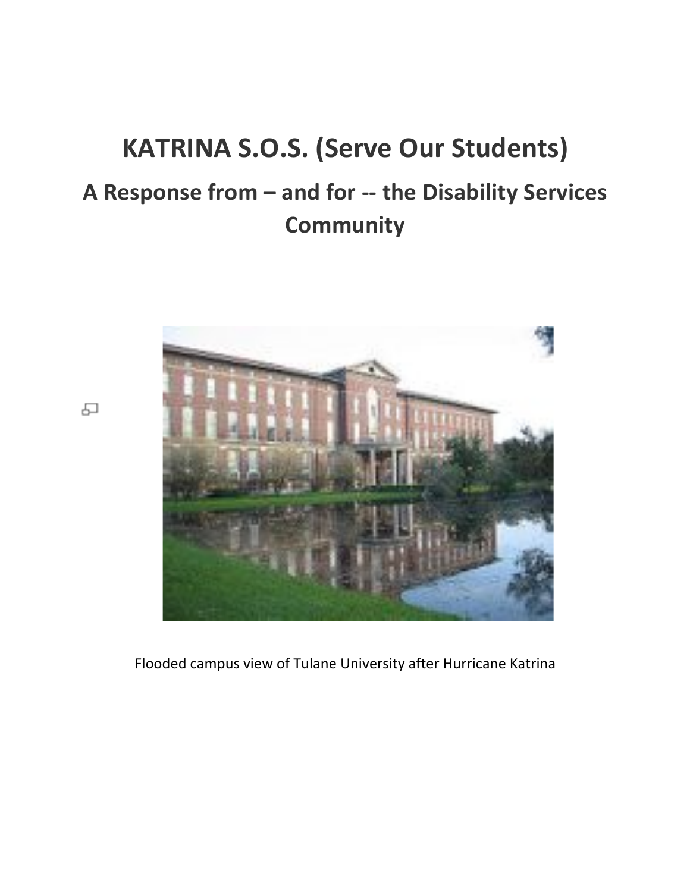# KATRINA S.O.S. (Serve Our Students)

## A Response from – and for -- the Disability Services Community

Flooded campus view of Tulane University after Hurricane Katrina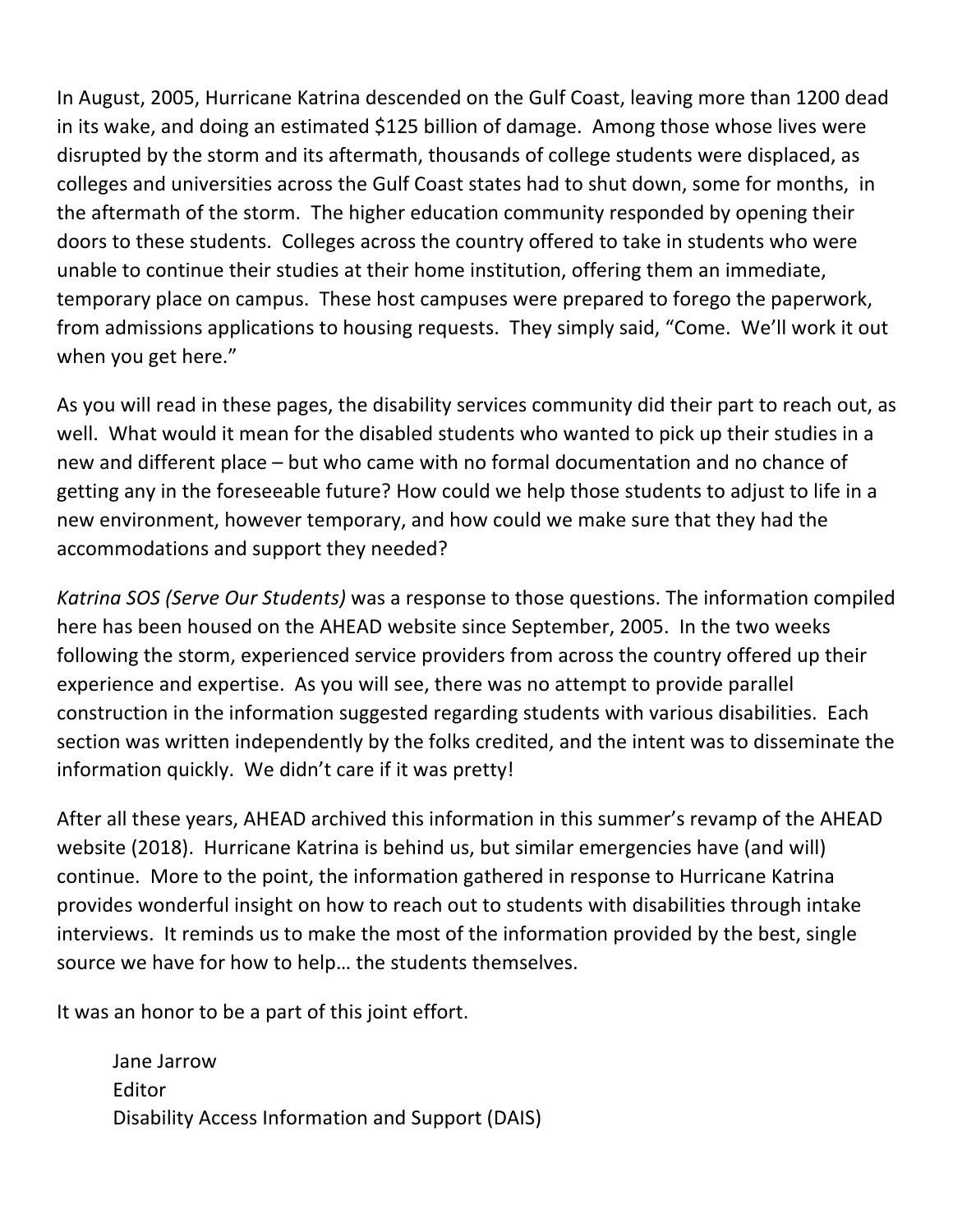In August, 2005, Hurricane Katrina descended on the Gulf Coast, leaving more than 1200 dead in its wake, and doing an estimated $125 billion of damage. Among those whose lives were disrupted by the storm and its aftermath, thousands of college students were displaced, as colleges and universities across the Gulf Coast states had to shut down, some for months, in the aftermath of the storm. The higher education community responded by opening their doors to these students. Colleges across the country offered to take in students who were unable to continue their studies at their home institution, offering them an immediate, temporary place on campus. These host campuses were prepared to forego the paperwork, from admissions applications to housing requests. They simply said, "Come. We'll work it out when you get here."

As you will read in these pages, the disability services community did their part to reach out, as well. What would it mean for the disabled students who wanted to pick up their studies in a new and different place – but who came with no formal documentation and no chance of getting any in the foreseeable future? How could we help those students to adjust to life in a new environment, however temporary, and how could we make sure that they had the accommodations and support they needed?

*Katrina SOS (Serve Our Students)* was a response to those questions. The information compiled here has been housed on the AHEAD website since September, 2005. In the two weeks following the storm, experienced service providers from across the country offered up their experience and expertise. As you will see, there was no attempt to provide parallel construction in the information suggested regarding students with various disabilities. Each section was written independently by the folks credited, and the intent was to disseminate the information quickly. We didn't care if it was pretty!

After all these years, AHEAD archived this information in this summer's revamp of the AHEAD website (2018). Hurricane Katrina is behind us, but similar emergencies have (and will) continue. More to the point, the information gathered in response to Hurricane Katrina provides wonderful insight on how to reach out to students with disabilities through intake interviews. It reminds us to make the most of the information provided by the best, single source we have for how to help… the students themselves.

It was an honor to be a part of this joint effort.

Jane Jarrow
Editor
Disability Access Information and Support (DAIS)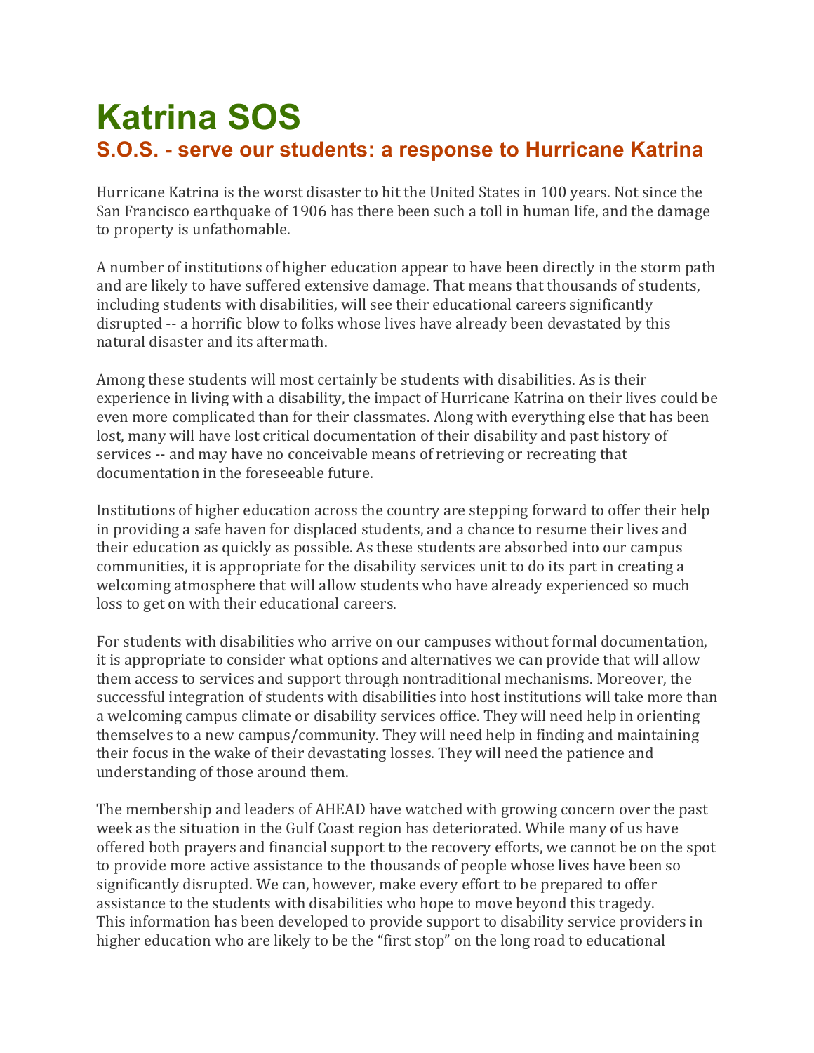# Katrina SOS

## S.O.S. - serve our students: a response to Hurricane Katrina

Hurricane Katrina is the worst disaster to hit the United States in 100 years. Not since the San Francisco earthquake of 1906 has there been such a toll in human life, and the damage to property is unfathomable.

A number of institutions of higher education appear to have been directly in the storm path and are likely to have suffered extensive damage. That means that thousands of students, including students with disabilities, will see their educational careers significantly disrupted -- a horrific blow to folks whose lives have already been devastated by this natural disaster and its aftermath.

Among these students will most certainly be students with disabilities. As is their experience in living with a disability, the impact of Hurricane Katrina on their lives could be even more complicated than for their classmates. Along with everything else that has been lost, many will have lost critical documentation of their disability and past history of services -- and may have no conceivable means of retrieving or recreating that documentation in the foreseeable future.

Institutions of higher education across the country are stepping forward to offer their help in providing a safe haven for displaced students, and a chance to resume their lives and their education as quickly as possible. As these students are absorbed into our campus communities, it is appropriate for the disability services unit to do its part in creating a welcoming atmosphere that will allow students who have already experienced so much loss to get on with their educational careers.

For students with disabilities who arrive on our campuses without formal documentation, it is appropriate to consider what options and alternatives we can provide that will allow them access to services and support through nontraditional mechanisms. Moreover, the successful integration of students with disabilities into host institutions will take more than a welcoming campus climate or disability services office. They will need help in orienting themselves to a new campus/community. They will need help in finding and maintaining their focus in the wake of their devastating losses. They will need the patience and understanding of those around them.

The membership and leaders of AHEAD have watched with growing concern over the past week as the situation in the Gulf Coast region has deteriorated. While many of us have offered both prayers and financial support to the recovery efforts, we cannot be on the spot to provide more active assistance to the thousands of people whose lives have been so significantly disrupted. We can, however, make every effort to be prepared to offer assistance to the students with disabilities who hope to move beyond this tragedy.
This information has been developed to provide support to disability service providers in higher education who are likely to be the "first stop" on the long road to educational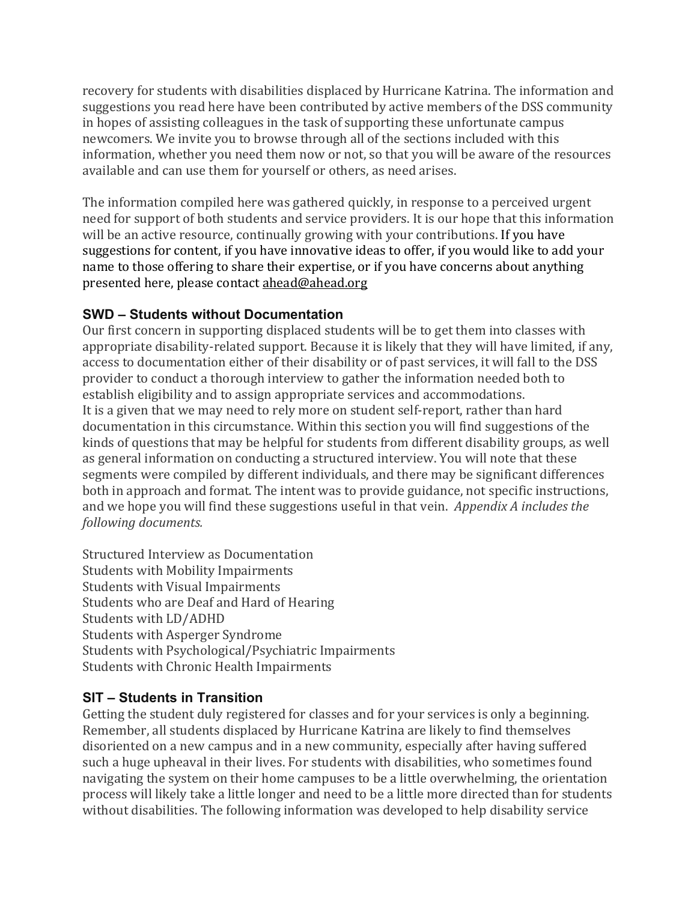recovery for students with disabilities displaced by Hurricane Katrina. The information and suggestions you read here have been contributed by active members of the DSS community in hopes of assisting colleagues in the task of supporting these unfortunate campus newcomers. We invite you to browse through all of the sections included with this information, whether you need them now or not, so that you will be aware of the resources available and can use them for yourself or others, as need arises.

The information compiled here was gathered quickly, in response to a perceived urgent need for support of both students and service providers. It is our hope that this information will be an active resource, continually growing with your contributions. If you have suggestions for content, if you have innovative ideas to offer, if you would like to add your name to those offering to share their expertise, or if you have concerns about anything presented here, please contact ahead@ahead.org

### SWD – Students without Documentation

Our first concern in supporting displaced students will be to get them into classes with appropriate disability-related support. Because it is likely that they will have limited, if any, access to documentation either of their disability or of past services, it will fall to the DSS provider to conduct a thorough interview to gather the information needed both to establish eligibility and to assign appropriate services and accommodations.
It is a given that we may need to rely more on student self-report, rather than hard documentation in this circumstance. Within this section you will find suggestions of the kinds of questions that may be helpful for students from different disability groups, as well as general information on conducting a structured interview. You will note that these segments were compiled by different individuals, and there may be significant differences both in approach and format. The intent was to provide guidance, not specific instructions, and we hope you will find these suggestions useful in that vein. *Appendix A includes the following documents.*

Structured Interview as Documentation
Students with Mobility Impairments
Students with Visual Impairments
Students who are Deaf and Hard of Hearing
Students with LD/ADHD
Students with Asperger Syndrome
Students with Psychological/Psychiatric Impairments
Students with Chronic Health Impairments

### SIT – Students in Transition

Getting the student duly registered for classes and for your services is only a beginning. Remember, all students displaced by Hurricane Katrina are likely to find themselves disoriented on a new campus and in a new community, especially after having suffered such a huge upheaval in their lives. For students with disabilities, who sometimes found navigating the system on their home campuses to be a little overwhelming, the orientation process will likely take a little longer and need to be a little more directed than for students without disabilities. The following information was developed to help disability service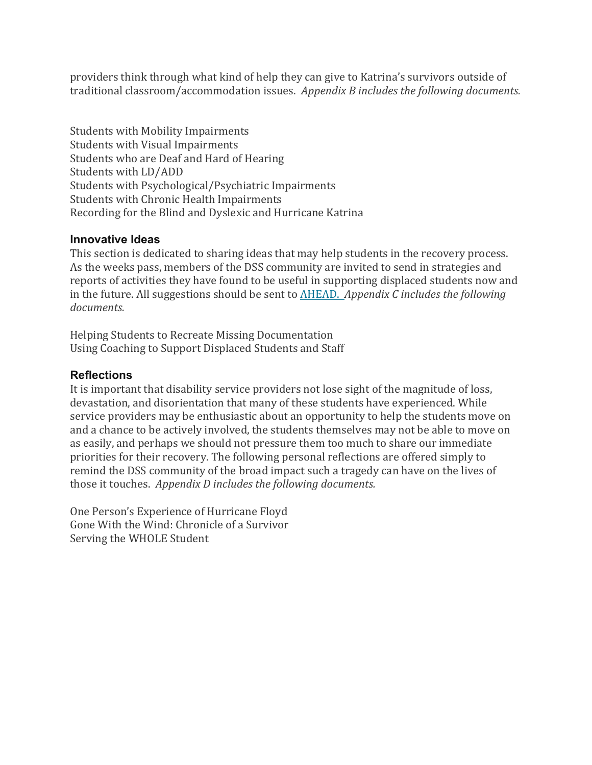providers think through what kind of help they can give to Katrina's survivors outside of traditional classroom/accommodation issues. *Appendix B includes the following documents.*

Students with Mobility Impairments
Students with Visual Impairments
Students who are Deaf and Hard of Hearing
Students with LD/ADD
Students with Psychological/Psychiatric Impairments
Students with Chronic Health Impairments
Recording for the Blind and Dyslexic and Hurricane Katrina

### Innovative Ideas

This section is dedicated to sharing ideas that may help students in the recovery process. As the weeks pass, members of the DSS community are invited to send in strategies and reports of activities they have found to be useful in supporting displaced students now and in the future. All suggestions should be sent to AHEAD. *Appendix C includes the following documents.*

Helping Students to Recreate Missing Documentation
Using Coaching to Support Displaced Students and Staff

### Reflections

It is important that disability service providers not lose sight of the magnitude of loss, devastation, and disorientation that many of these students have experienced. While service providers may be enthusiastic about an opportunity to help the students move on and a chance to be actively involved, the students themselves may not be able to move on as easily, and perhaps we should not pressure them too much to share our immediate priorities for their recovery. The following personal reflections are offered simply to remind the DSS community of the broad impact such a tragedy can have on the lives of those it touches. *Appendix D includes the following documents.*

One Person's Experience of Hurricane Floyd
Gone With the Wind: Chronicle of a Survivor
Serving the WHOLE Student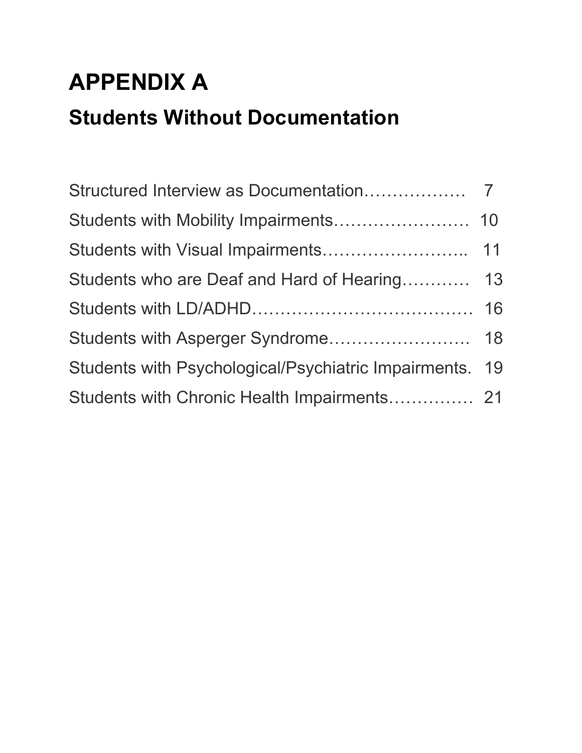# APPENDIX A

## Students Without Documentation

Structured Interview as Documentation……………… 7

Students with Mobility Impairments…………………… 10

Students with Visual Impairments…………………….. 11

Students who are Deaf and Hard of Hearing………… 13

Students with LD/ADHD………………………………… 16

Students with Asperger Syndrome……………………. 18

Students with Psychological/Psychiatric Impairments. 19

Students with Chronic Health Impairments…………… 21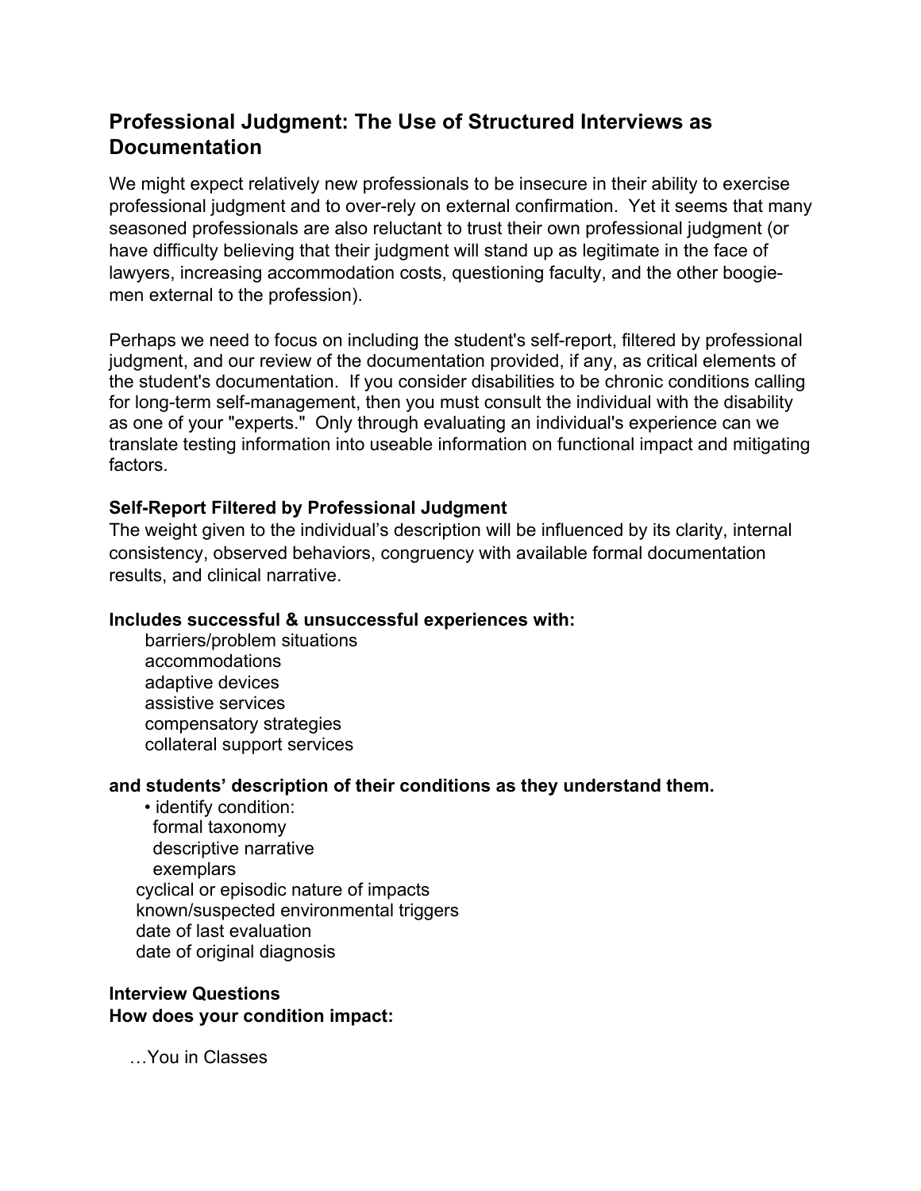## Professional Judgment: The Use of Structured Interviews as Documentation

We might expect relatively new professionals to be insecure in their ability to exercise professional judgment and to over-rely on external confirmation. Yet it seems that many seasoned professionals are also reluctant to trust their own professional judgment (or have difficulty believing that their judgment will stand up as legitimate in the face of lawyers, increasing accommodation costs, questioning faculty, and the other boogie-men external to the profession).

Perhaps we need to focus on including the student's self-report, filtered by professional judgment, and our review of the documentation provided, if any, as critical elements of the student's documentation. If you consider disabilities to be chronic conditions calling for long-term self-management, then you must consult the individual with the disability as one of your "experts." Only through evaluating an individual's experience can we translate testing information into useable information on functional impact and mitigating factors.

**Self-Report Filtered by Professional Judgment**
The weight given to the individual's description will be influenced by its clarity, internal consistency, observed behaviors, congruency with available formal documentation results, and clinical narrative.

**Includes successful & unsuccessful experiences with:**

- barriers/problem situations
- accommodations
- adaptive devices
- assistive services
- compensatory strategies
- collateral support services

**and students' description of their conditions as they understand them.**

- identify condition:
  - formal taxonomy
  - descriptive narrative
  - exemplars
- cyclical or episodic nature of impacts
- known/suspected environmental triggers
- date of last evaluation
- date of original diagnosis

**Interview Questions**
**How does your condition impact:**

…You in Classes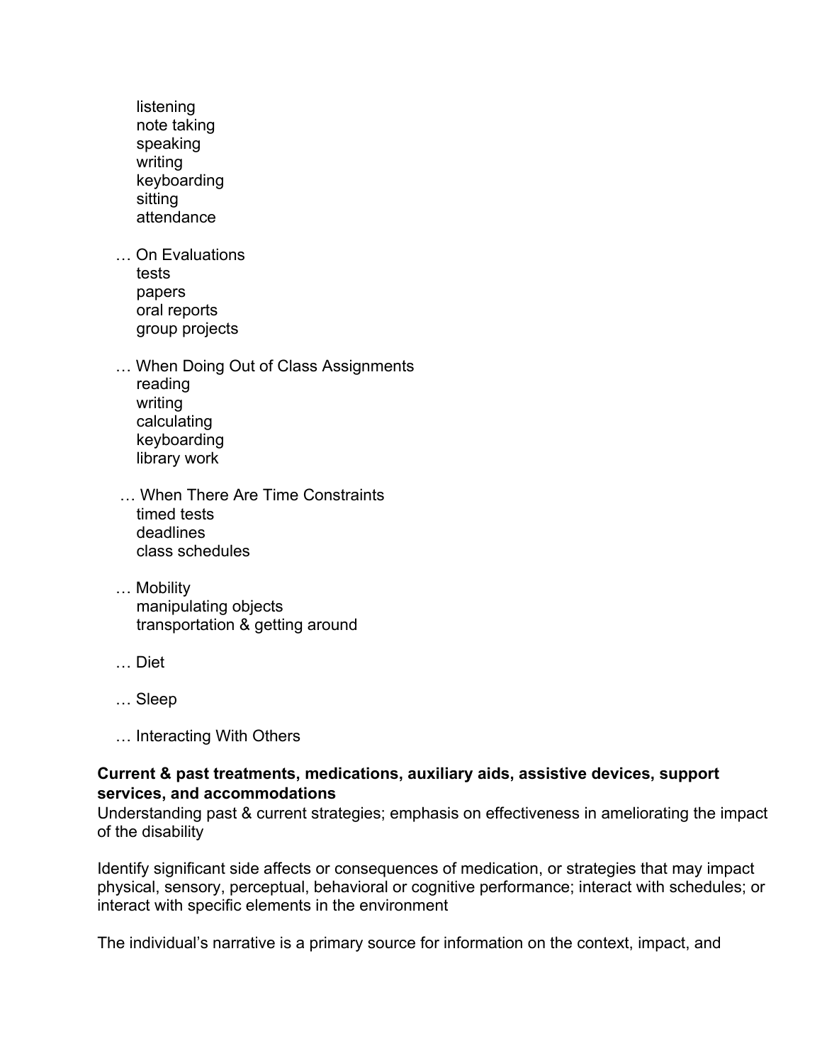listening
note taking
speaking
writing
keyboarding
sitting
attendance

… On Evaluations
tests
papers
oral reports
group projects

… When Doing Out of Class Assignments
reading
writing
calculating
keyboarding
library work

… When There Are Time Constraints
timed tests
deadlines
class schedules

… Mobility
manipulating objects
transportation & getting around

… Diet

… Sleep

… Interacting With Others

**Current & past treatments, medications, auxiliary aids, assistive devices, support services, and accommodations**
Understanding past & current strategies; emphasis on effectiveness in ameliorating the impact of the disability

Identify significant side affects or consequences of medication, or strategies that may impact physical, sensory, perceptual, behavioral or cognitive performance; interact with schedules; or interact with specific elements in the environment

The individual's narrative is a primary source for information on the context, impact, and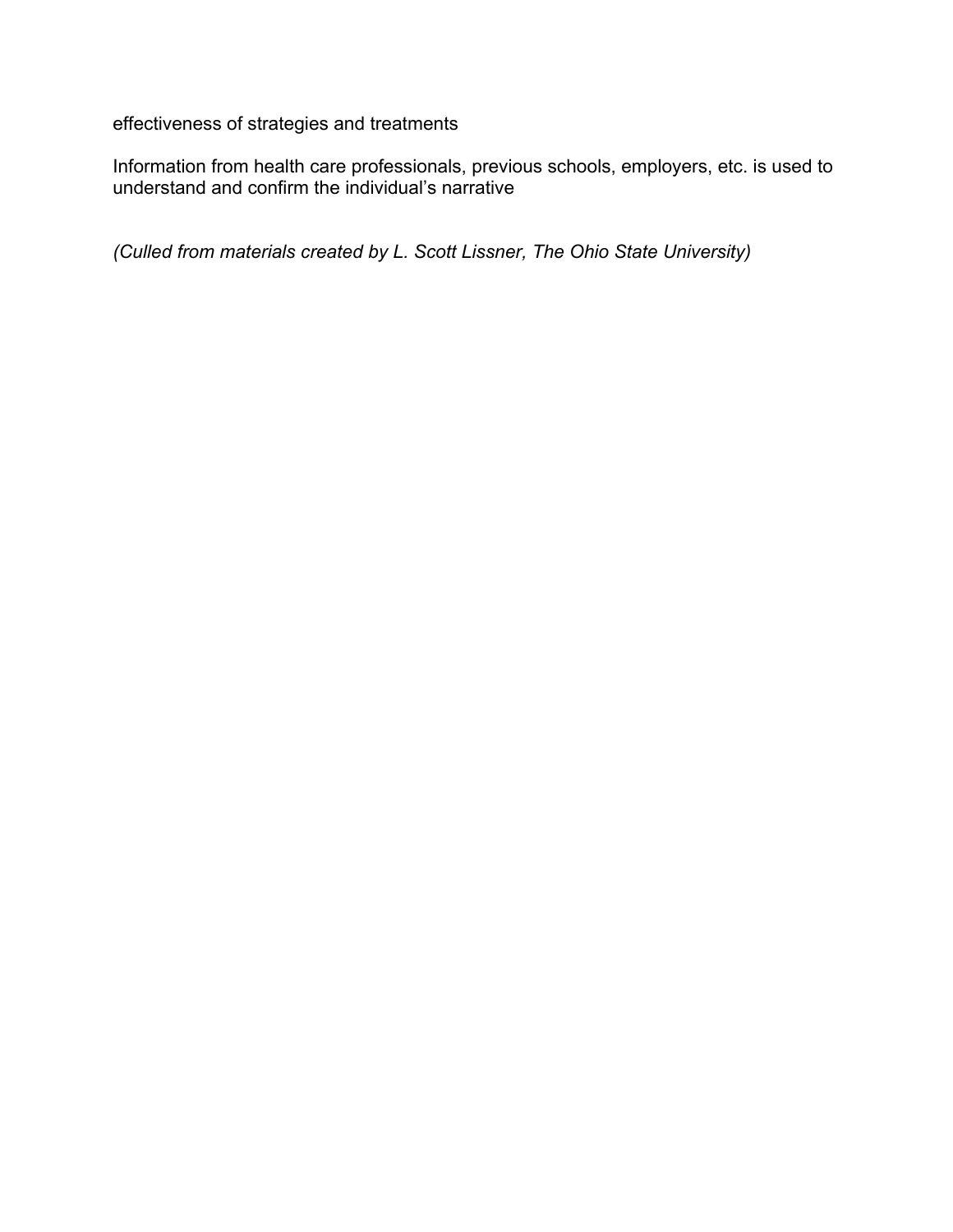effectiveness of strategies and treatments

Information from health care professionals, previous schools, employers, etc. is used to understand and confirm the individual's narrative

*(Culled from materials created by L. Scott Lissner, The Ohio State University)*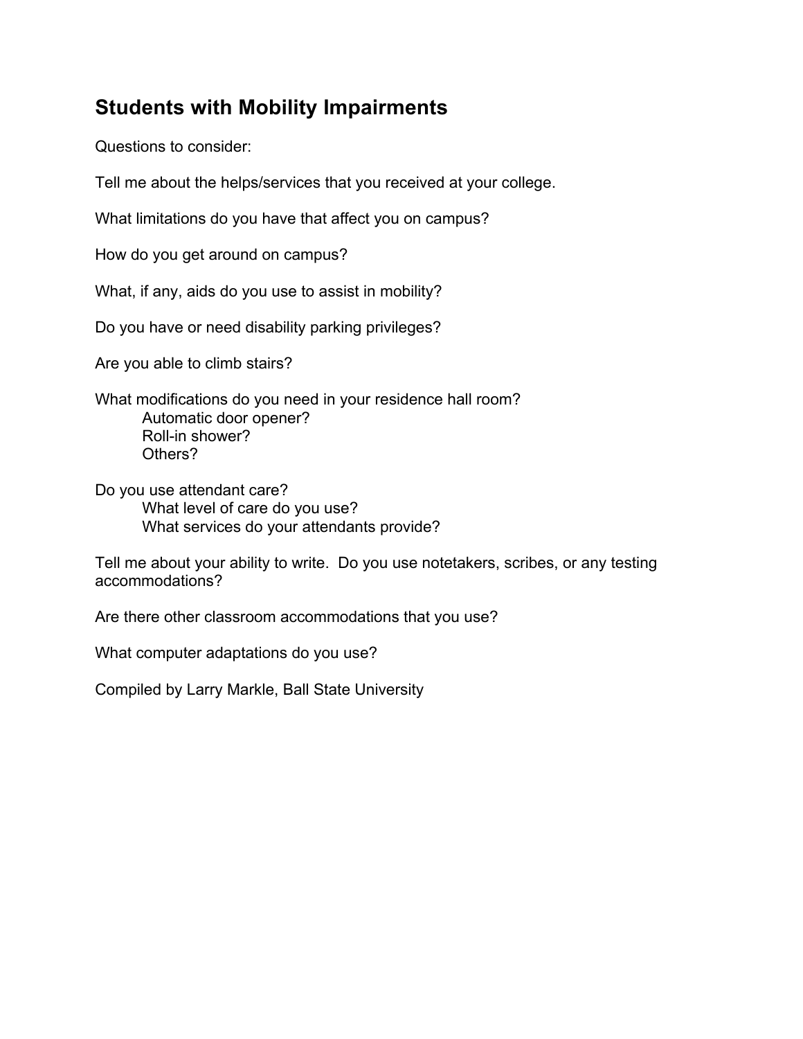## Students with Mobility Impairments

Questions to consider:

Tell me about the helps/services that you received at your college.

What limitations do you have that affect you on campus?

How do you get around on campus?

What, if any, aids do you use to assist in mobility?

Do you have or need disability parking privileges?

Are you able to climb stairs?

What modifications do you need in your residence hall room?
- Automatic door opener?
- Roll-in shower?
- Others?

Do you use attendant care?
- What level of care do you use?
- What services do your attendants provide?

Tell me about your ability to write. Do you use notetakers, scribes, or any testing accommodations?

Are there other classroom accommodations that you use?

What computer adaptations do you use?

Compiled by Larry Markle, Ball State University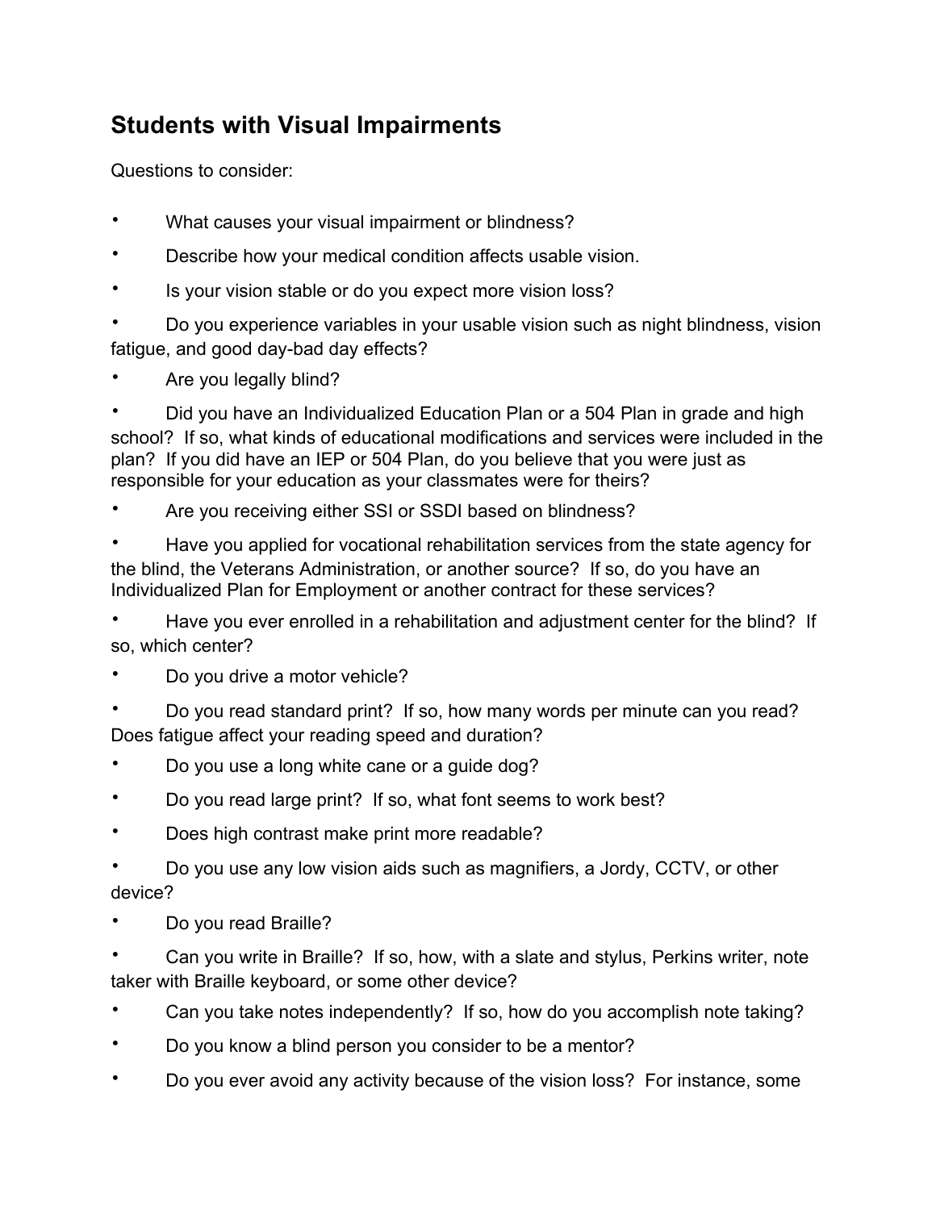## Students with Visual Impairments

Questions to consider:

- What causes your visual impairment or blindness?
- Describe how your medical condition affects usable vision.
- Is your vision stable or do you expect more vision loss?
- Do you experience variables in your usable vision such as night blindness, vision fatigue, and good day-bad day effects?
- Are you legally blind?
- Did you have an Individualized Education Plan or a 504 Plan in grade and high school? If so, what kinds of educational modifications and services were included in the plan? If you did have an IEP or 504 Plan, do you believe that you were just as responsible for your education as your classmates were for theirs?
- Are you receiving either SSI or SSDI based on blindness?
- Have you applied for vocational rehabilitation services from the state agency for the blind, the Veterans Administration, or another source? If so, do you have an Individualized Plan for Employment or another contract for these services?
- Have you ever enrolled in a rehabilitation and adjustment center for the blind? If so, which center?
- Do you drive a motor vehicle?
- Do you read standard print? If so, how many words per minute can you read? Does fatigue affect your reading speed and duration?
- Do you use a long white cane or a guide dog?
- Do you read large print? If so, what font seems to work best?
- Does high contrast make print more readable?
- Do you use any low vision aids such as magnifiers, a Jordy, CCTV, or other device?
- Do you read Braille?
- Can you write in Braille? If so, how, with a slate and stylus, Perkins writer, note taker with Braille keyboard, or some other device?
- Can you take notes independently? If so, how do you accomplish note taking?
- Do you know a blind person you consider to be a mentor?
- Do you ever avoid any activity because of the vision loss? For instance, some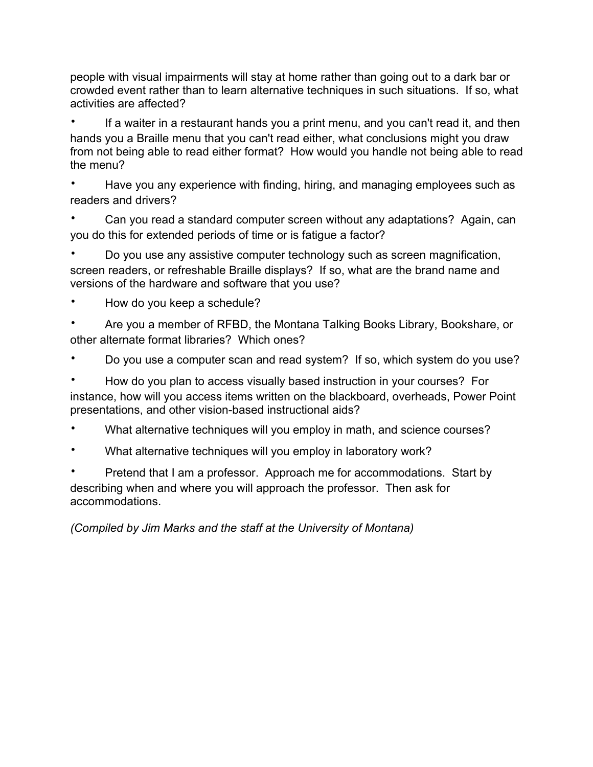people with visual impairments will stay at home rather than going out to a dark bar or crowded event rather than to learn alternative techniques in such situations. If so, what activities are affected?

- If a waiter in a restaurant hands you a print menu, and you can't read it, and then hands you a Braille menu that you can't read either, what conclusions might you draw from not being able to read either format? How would you handle not being able to read the menu?
- Have you any experience with finding, hiring, and managing employees such as readers and drivers?
- Can you read a standard computer screen without any adaptations? Again, can you do this for extended periods of time or is fatigue a factor?
- Do you use any assistive computer technology such as screen magnification, screen readers, or refreshable Braille displays? If so, what are the brand name and versions of the hardware and software that you use?
- How do you keep a schedule?
- Are you a member of RFBD, the Montana Talking Books Library, Bookshare, or other alternate format libraries? Which ones?
- Do you use a computer scan and read system? If so, which system do you use?
- How do you plan to access visually based instruction in your courses? For instance, how will you access items written on the blackboard, overheads, Power Point presentations, and other vision-based instructional aids?
- What alternative techniques will you employ in math, and science courses?
- What alternative techniques will you employ in laboratory work?
- Pretend that I am a professor. Approach me for accommodations. Start by describing when and where you will approach the professor. Then ask for accommodations.

*(Compiled by Jim Marks and the staff at the University of Montana)*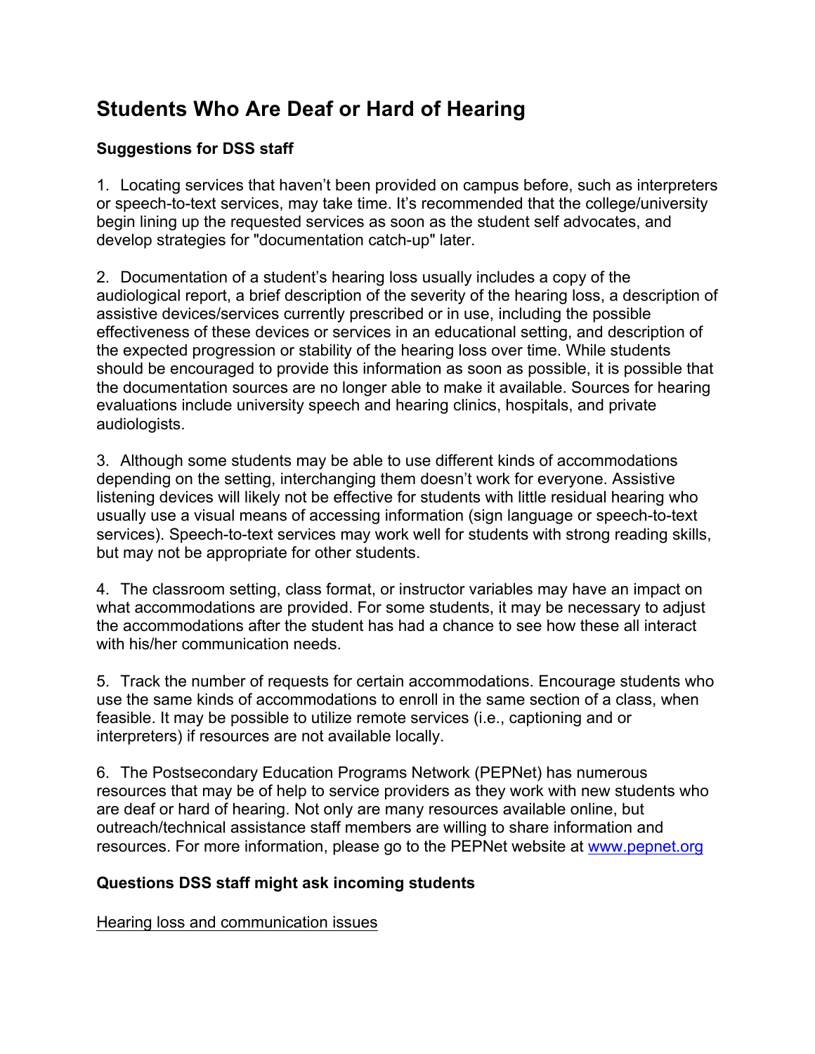# Students Who Are Deaf or Hard of Hearing

### Suggestions for DSS staff

1. Locating services that haven't been provided on campus before, such as interpreters or speech-to-text services, may take time. It's recommended that the college/university begin lining up the requested services as soon as the student self advocates, and develop strategies for "documentation catch-up" later.

2. Documentation of a student's hearing loss usually includes a copy of the audiological report, a brief description of the severity of the hearing loss, a description of assistive devices/services currently prescribed or in use, including the possible effectiveness of these devices or services in an educational setting, and description of the expected progression or stability of the hearing loss over time. While students should be encouraged to provide this information as soon as possible, it is possible that the documentation sources are no longer able to make it available. Sources for hearing evaluations include university speech and hearing clinics, hospitals, and private audiologists.

3. Although some students may be able to use different kinds of accommodations depending on the setting, interchanging them doesn't work for everyone. Assistive listening devices will likely not be effective for students with little residual hearing who usually use a visual means of accessing information (sign language or speech-to-text services). Speech-to-text services may work well for students with strong reading skills, but may not be appropriate for other students.

4. The classroom setting, class format, or instructor variables may have an impact on what accommodations are provided. For some students, it may be necessary to adjust the accommodations after the student has had a chance to see how these all interact with his/her communication needs.

5. Track the number of requests for certain accommodations. Encourage students who use the same kinds of accommodations to enroll in the same section of a class, when feasible. It may be possible to utilize remote services (i.e., captioning and or interpreters) if resources are not available locally.

6. The Postsecondary Education Programs Network (PEPNet) has numerous resources that may be of help to service providers as they work with new students who are deaf or hard of hearing. Not only are many resources available online, but outreach/technical assistance staff members are willing to share information and resources. For more information, please go to the PEPNet website at [www.pepnet.org](http://www.pepnet.org)

### Questions DSS staff might ask incoming students

<u>Hearing loss and communication issues</u>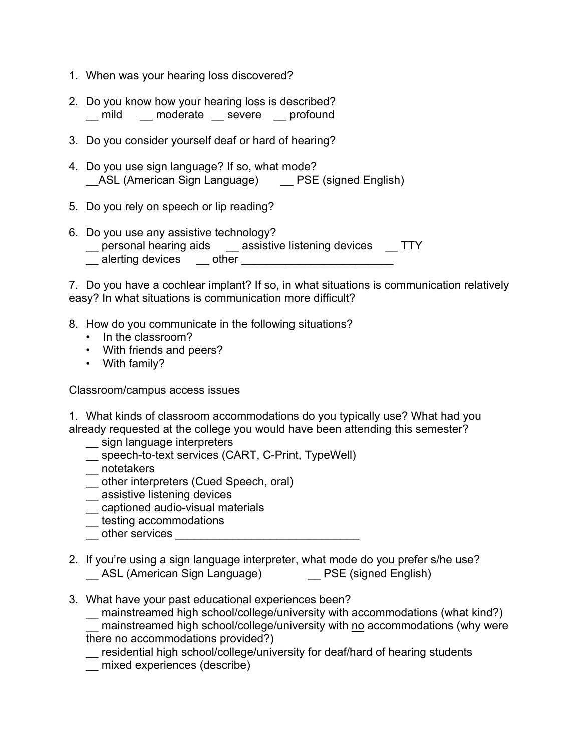1. When was your hearing loss discovered?

2. Do you know how your hearing loss is described?
   __ mild   __ moderate  __ severe   __ profound

3. Do you consider yourself deaf or hard of hearing?

4. Do you use sign language? If so, what mode?
   __ASL (American Sign Language)   __ PSE (signed English)

5. Do you rely on speech or lip reading?

6. Do you use any assistive technology?
   __ personal hearing aids   __ assistive listening devices   __ TTY
   __ alerting devices   __ other ________________________

7. Do you have a cochlear implant? If so, in what situations is communication relatively easy? In what situations is communication more difficult?

8. How do you communicate in the following situations?
   - In the classroom?
   - With friends and peers?
   - With family?

Classroom/campus access issues

1. What kinds of classroom accommodations do you typically use? What had you already requested at the college you would have been attending this semester?
   __ sign language interpreters
   __ speech-to-text services (CART, C-Print, TypeWell)
   __ notetakers
   __ other interpreters (Cued Speech, oral)
   __ assistive listening devices
   __ captioned audio-visual materials
   __ testing accommodations
   __ other services ____________________________

2. If you're using a sign language interpreter, what mode do you prefer s/he use?
   __ ASL (American Sign Language)   __ PSE (signed English)

3. What have your past educational experiences been?
   __ mainstreamed high school/college/university with accommodations (what kind?)
   __ mainstreamed high school/college/university with no accommodations (why were there no accommodations provided?)
   __ residential high school/college/university for deaf/hard of hearing students
   __ mixed experiences (describe)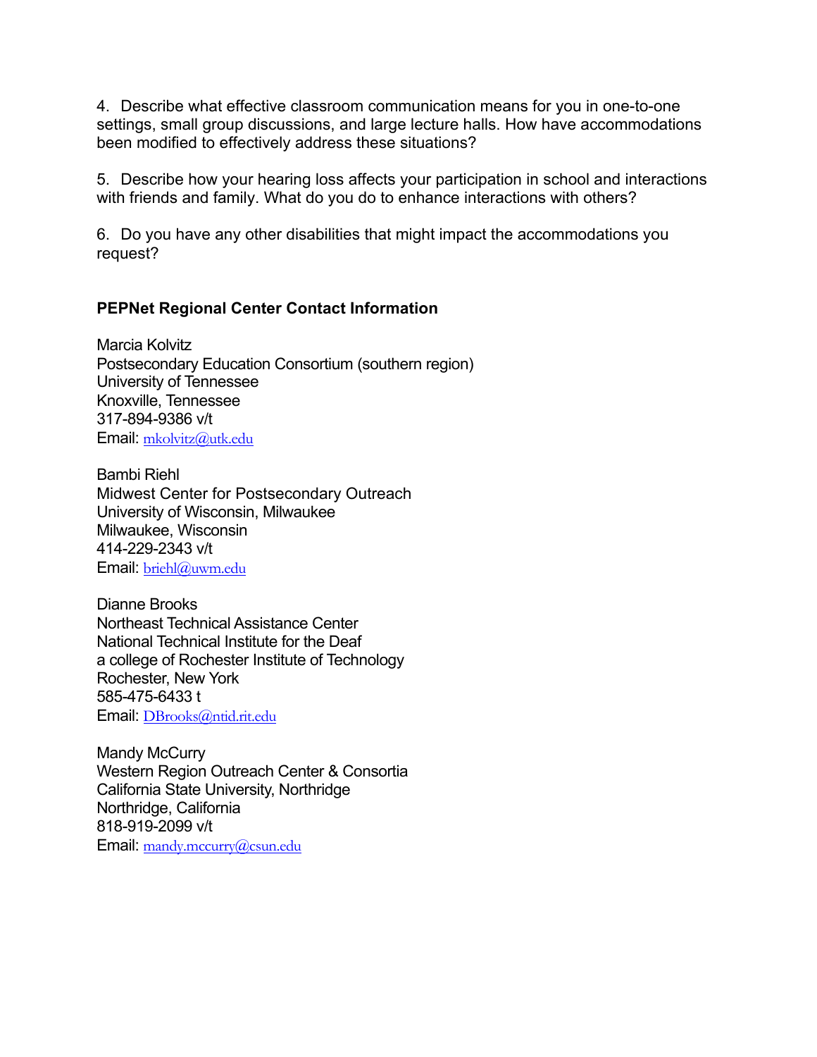4. Describe what effective classroom communication means for you in one-to-one settings, small group discussions, and large lecture halls. How have accommodations been modified to effectively address these situations?

5. Describe how your hearing loss affects your participation in school and interactions with friends and family. What do you do to enhance interactions with others?

6. Do you have any other disabilities that might impact the accommodations you request?

**PEPNet Regional Center Contact Information**

Marcia Kolvitz
Postsecondary Education Consortium (southern region)
University of Tennessee
Knoxville, Tennessee
317-894-9386 v/t
Email: mkolvitz@utk.edu

Bambi Riehl
Midwest Center for Postsecondary Outreach
University of Wisconsin, Milwaukee
Milwaukee, Wisconsin
414-229-2343 v/t
Email: briehl@uwm.edu

Dianne Brooks
Northeast Technical Assistance Center
National Technical Institute for the Deaf
a college of Rochester Institute of Technology
Rochester, New York
585-475-6433 t
Email: DBrooks@ntid.rit.edu

Mandy McCurry
Western Region Outreach Center & Consortia
California State University, Northridge
Northridge, California
818-919-2099 v/t
Email: mandy.mccurry@csun.edu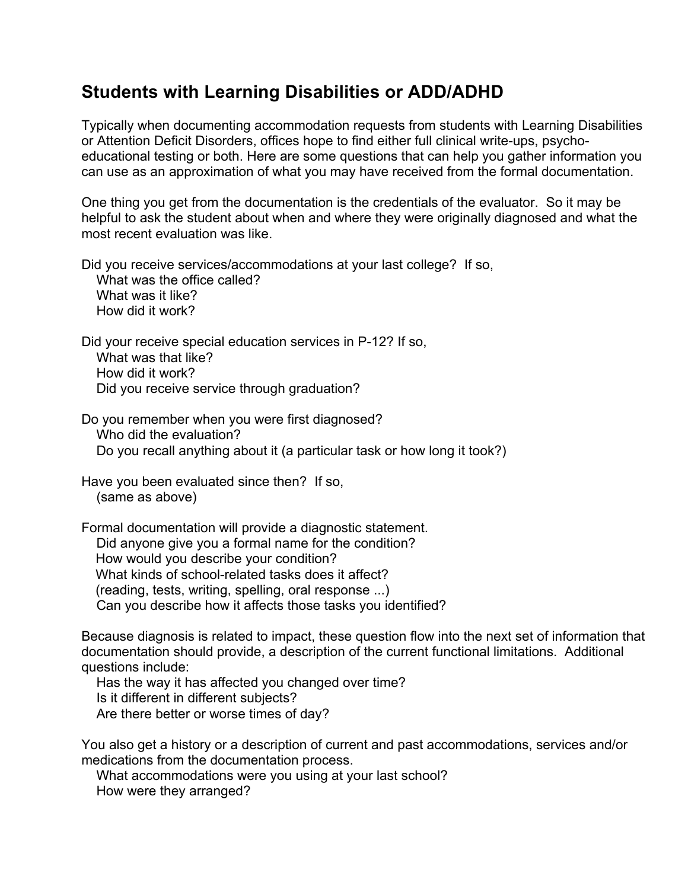## Students with Learning Disabilities or ADD/ADHD

Typically when documenting accommodation requests from students with Learning Disabilities or Attention Deficit Disorders, offices hope to find either full clinical write-ups, psycho-educational testing or both. Here are some questions that can help you gather information you can use as an approximation of what you may have received from the formal documentation.

One thing you get from the documentation is the credentials of the evaluator. So it may be helpful to ask the student about when and where they were originally diagnosed and what the most recent evaluation was like.

Did you receive services/accommodations at your last college? If so,

- What was the office called?
- What was it like?
- How did it work?

Did your receive special education services in P-12? If so,

- What was that like?
- How did it work?
- Did you receive service through graduation?

Do you remember when you were first diagnosed?

- Who did the evaluation?
- Do you recall anything about it (a particular task or how long it took?)

Have you been evaluated since then? If so,

- (same as above)

Formal documentation will provide a diagnostic statement.

- Did anyone give you a formal name for the condition?
- How would you describe your condition?
- What kinds of school-related tasks does it affect? (reading, tests, writing, spelling, oral response ...)
- Can you describe how it affects those tasks you identified?

Because diagnosis is related to impact, these question flow into the next set of information that documentation should provide, a description of the current functional limitations. Additional questions include:

- Has the way it has affected you changed over time?
- Is it different in different subjects?
- Are there better or worse times of day?

You also get a history or a description of current and past accommodations, services and/or medications from the documentation process.

- What accommodations were you using at your last school?
- How were they arranged?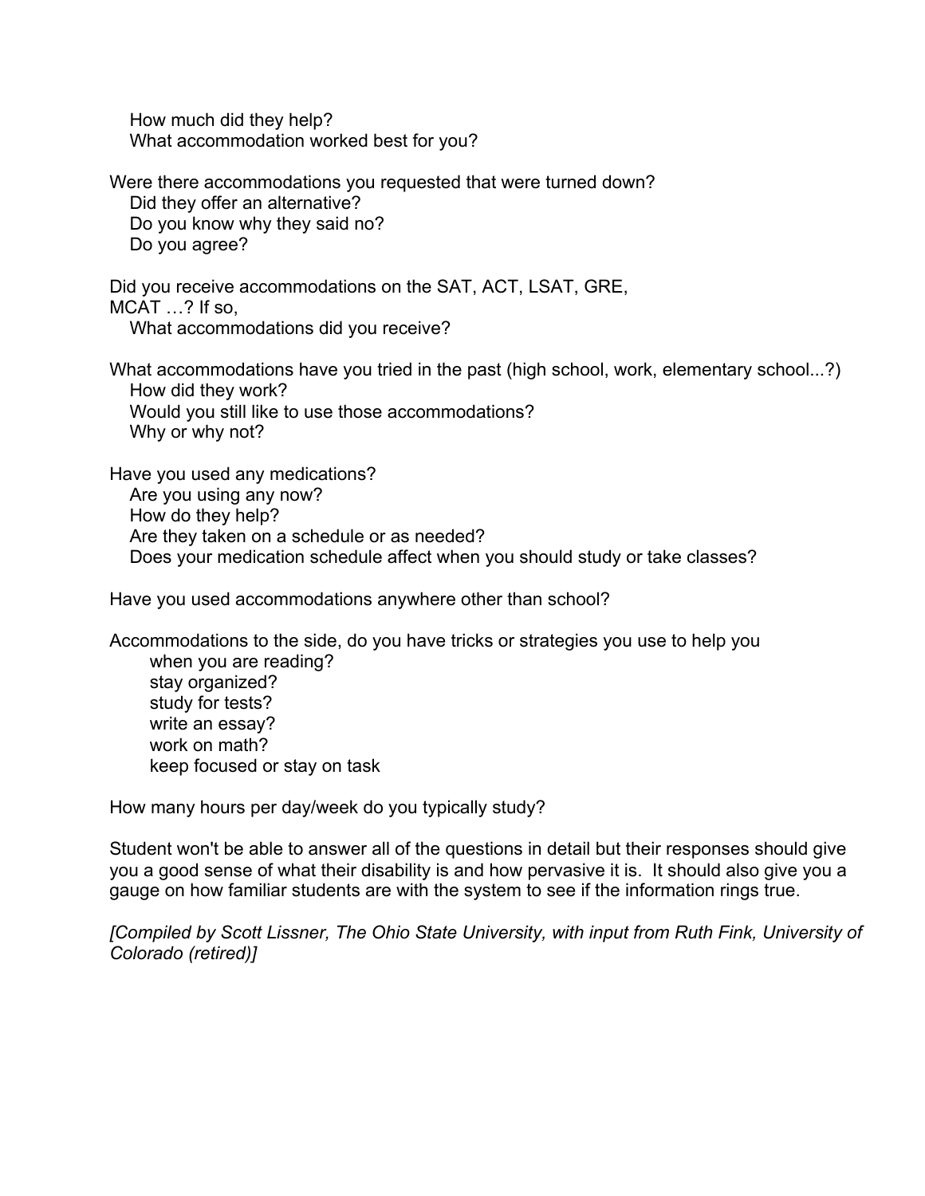How much did they help?
What accommodation worked best for you?

Were there accommodations you requested that were turned down?
Did they offer an alternative?
Do you know why they said no?
Do you agree?

Did you receive accommodations on the SAT, ACT, LSAT, GRE, MCAT …? If so,
What accommodations did you receive?

What accommodations have you tried in the past (high school, work, elementary school...?)
How did they work?
Would you still like to use those accommodations?
Why or why not?

Have you used any medications?
Are you using any now?
How do they help?
Are they taken on a schedule or as needed?
Does your medication schedule affect when you should study or take classes?

Have you used accommodations anywhere other than school?

Accommodations to the side, do you have tricks or strategies you use to help you
- when you are reading?
- stay organized?
- study for tests?
- write an essay?
- work on math?
- keep focused or stay on task

How many hours per day/week do you typically study?

Student won't be able to answer all of the questions in detail but their responses should give you a good sense of what their disability is and how pervasive it is. It should also give you a gauge on how familiar students are with the system to see if the information rings true.

*[Compiled by Scott Lissner, The Ohio State University, with input from Ruth Fink, University of Colorado (retired)]*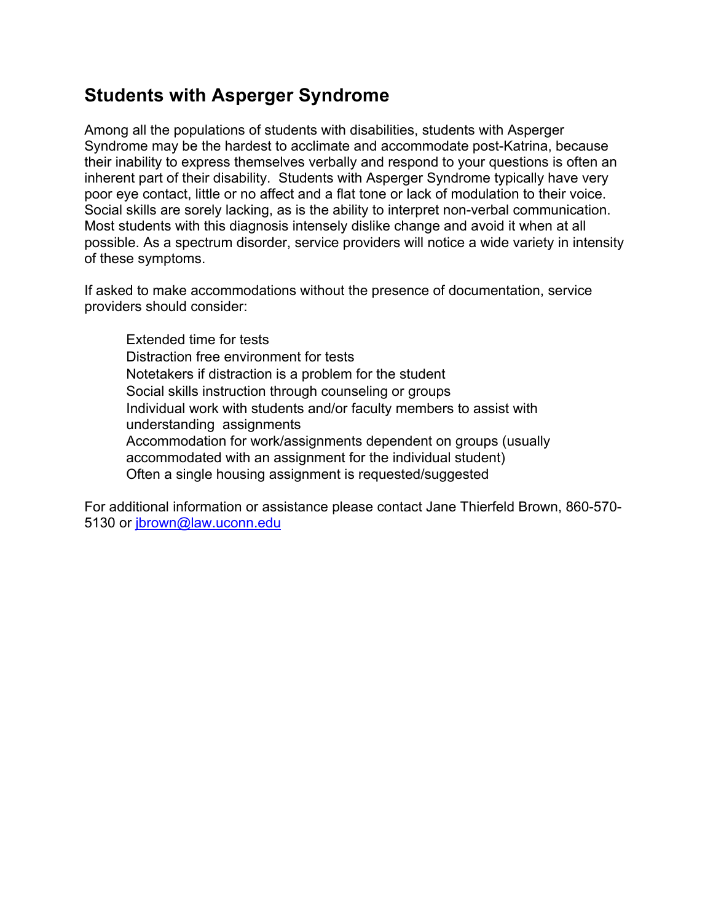## Students with Asperger Syndrome

Among all the populations of students with disabilities, students with Asperger Syndrome may be the hardest to acclimate and accommodate post-Katrina, because their inability to express themselves verbally and respond to your questions is often an inherent part of their disability. Students with Asperger Syndrome typically have very poor eye contact, little or no affect and a flat tone or lack of modulation to their voice. Social skills are sorely lacking, as is the ability to interpret non-verbal communication. Most students with this diagnosis intensely dislike change and avoid it when at all possible. As a spectrum disorder, service providers will notice a wide variety in intensity of these symptoms.

If asked to make accommodations without the presence of documentation, service providers should consider:

- Extended time for tests
- Distraction free environment for tests
- Notetakers if distraction is a problem for the student
- Social skills instruction through counseling or groups
- Individual work with students and/or faculty members to assist with understanding assignments
- Accommodation for work/assignments dependent on groups (usually accommodated with an assignment for the individual student)
- Often a single housing assignment is requested/suggested

For additional information or assistance please contact Jane Thierfeld Brown, 860-570-5130 or [jbrown@law.uconn.edu](mailto:jbrown@law.uconn.edu)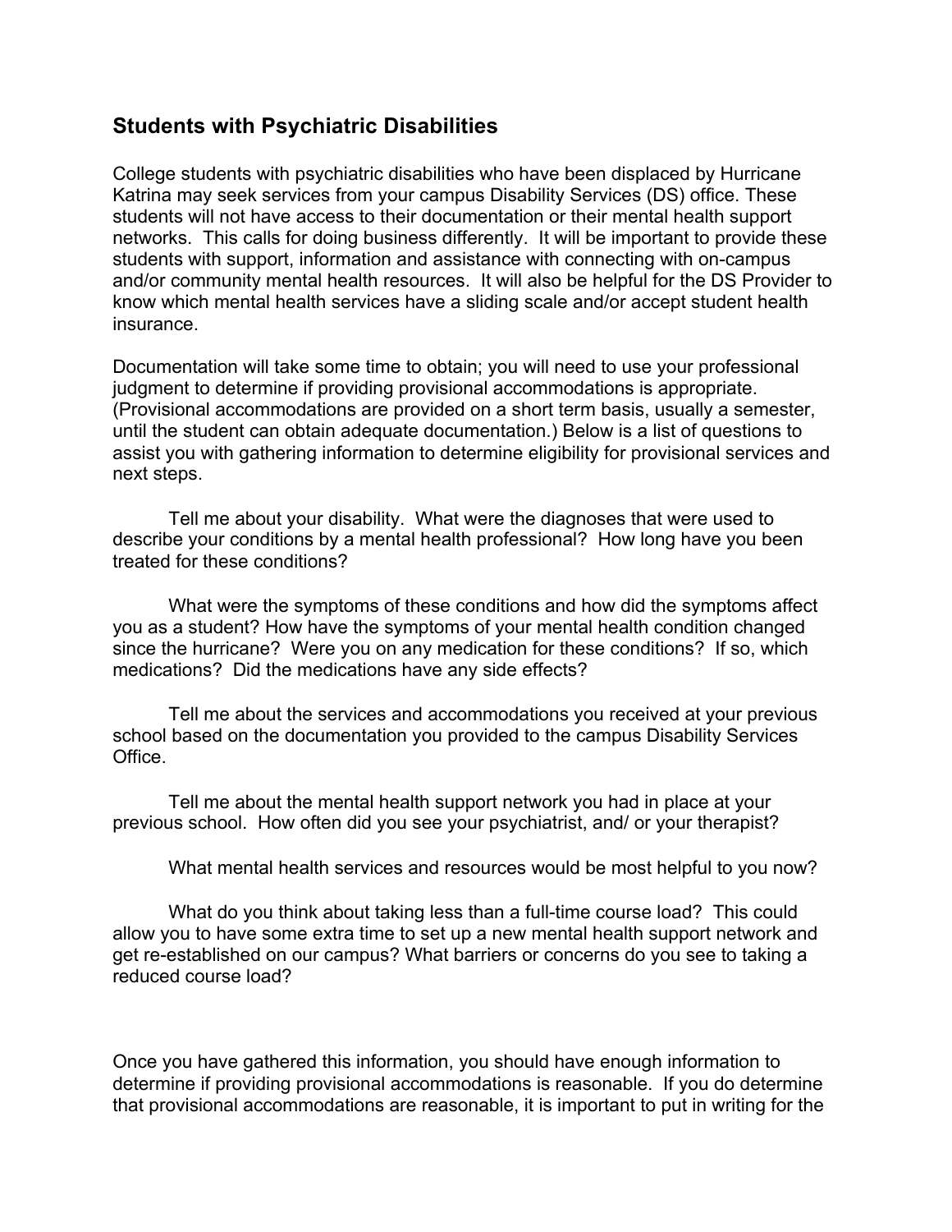## Students with Psychiatric Disabilities

College students with psychiatric disabilities who have been displaced by Hurricane Katrina may seek services from your campus Disability Services (DS) office. These students will not have access to their documentation or their mental health support networks. This calls for doing business differently. It will be important to provide these students with support, information and assistance with connecting with on-campus and/or community mental health resources. It will also be helpful for the DS Provider to know which mental health services have a sliding scale and/or accept student health insurance.

Documentation will take some time to obtain; you will need to use your professional judgment to determine if providing provisional accommodations is appropriate. (Provisional accommodations are provided on a short term basis, usually a semester, until the student can obtain adequate documentation.) Below is a list of questions to assist you with gathering information to determine eligibility for provisional services and next steps.

Tell me about your disability. What were the diagnoses that were used to describe your conditions by a mental health professional? How long have you been treated for these conditions?

What were the symptoms of these conditions and how did the symptoms affect you as a student? How have the symptoms of your mental health condition changed since the hurricane? Were you on any medication for these conditions? If so, which medications? Did the medications have any side effects?

Tell me about the services and accommodations you received at your previous school based on the documentation you provided to the campus Disability Services Office.

Tell me about the mental health support network you had in place at your previous school. How often did you see your psychiatrist, and/ or your therapist?

What mental health services and resources would be most helpful to you now?

What do you think about taking less than a full-time course load? This could allow you to have some extra time to set up a new mental health support network and get re-established on our campus? What barriers or concerns do you see to taking a reduced course load?

Once you have gathered this information, you should have enough information to determine if providing provisional accommodations is reasonable. If you do determine that provisional accommodations are reasonable, it is important to put in writing for the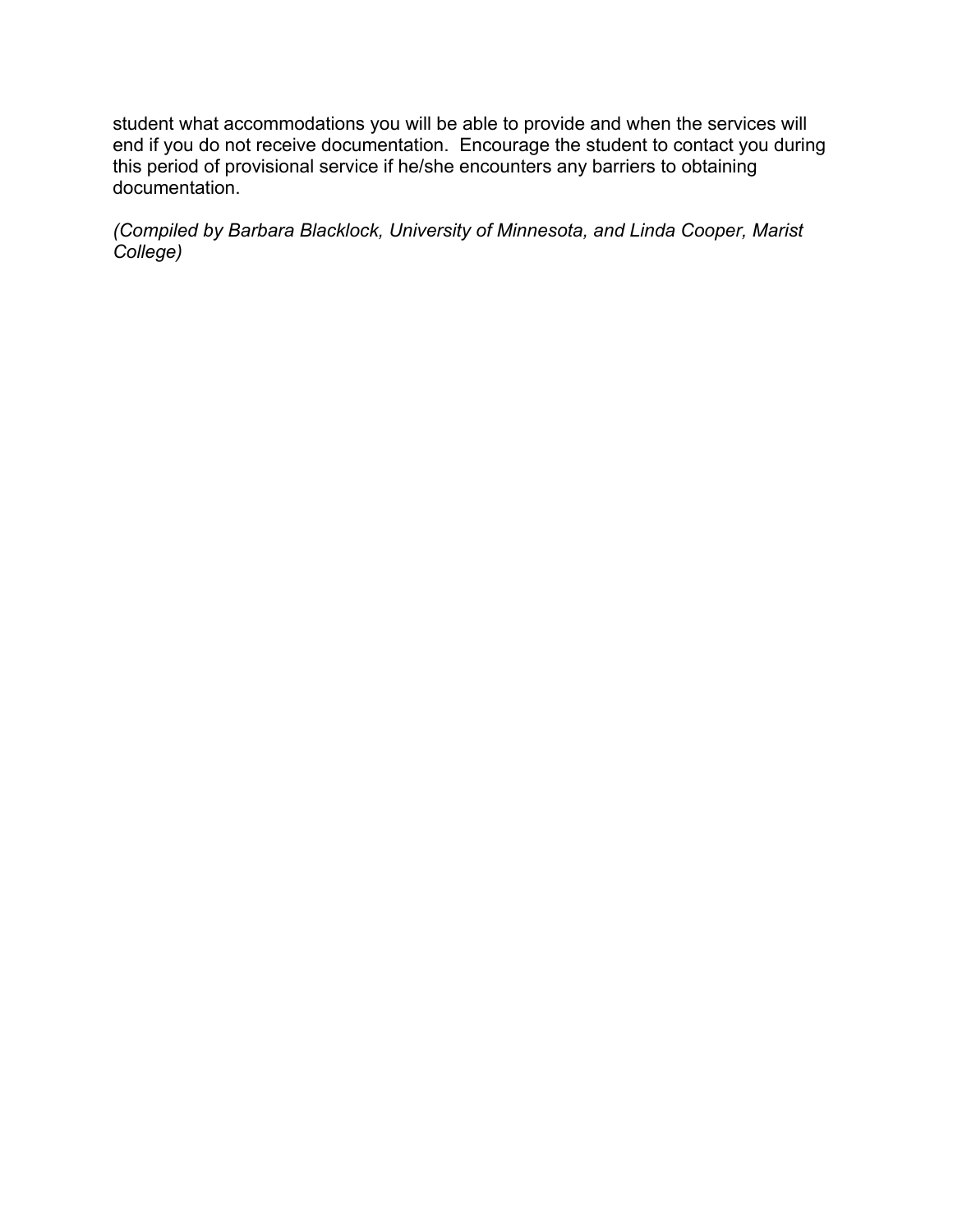student what accommodations you will be able to provide and when the services will end if you do not receive documentation. Encourage the student to contact you during this period of provisional service if he/she encounters any barriers to obtaining documentation.

*(Compiled by Barbara Blacklock, University of Minnesota, and Linda Cooper, Marist College)*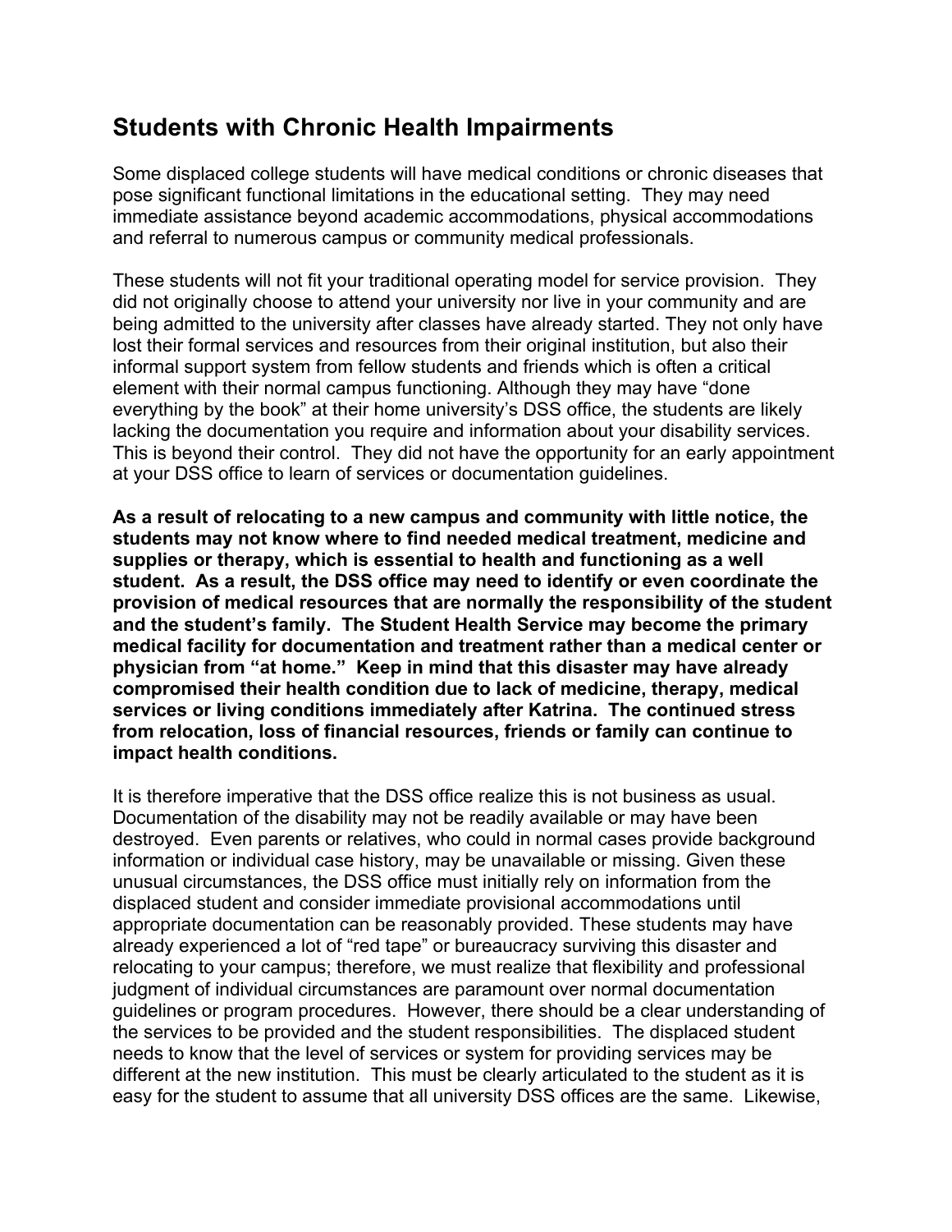## Students with Chronic Health Impairments

Some displaced college students will have medical conditions or chronic diseases that pose significant functional limitations in the educational setting. They may need immediate assistance beyond academic accommodations, physical accommodations and referral to numerous campus or community medical professionals.

These students will not fit your traditional operating model for service provision. They did not originally choose to attend your university nor live in your community and are being admitted to the university after classes have already started. They not only have lost their formal services and resources from their original institution, but also their informal support system from fellow students and friends which is often a critical element with their normal campus functioning. Although they may have "done everything by the book" at their home university's DSS office, the students are likely lacking the documentation you require and information about your disability services. This is beyond their control. They did not have the opportunity for an early appointment at your DSS office to learn of services or documentation guidelines.

**As a result of relocating to a new campus and community with little notice, the students may not know where to find needed medical treatment, medicine and supplies or therapy, which is essential to health and functioning as a well student. As a result, the DSS office may need to identify or even coordinate the provision of medical resources that are normally the responsibility of the student and the student's family. The Student Health Service may become the primary medical facility for documentation and treatment rather than a medical center or physician from "at home." Keep in mind that this disaster may have already compromised their health condition due to lack of medicine, therapy, medical services or living conditions immediately after Katrina. The continued stress from relocation, loss of financial resources, friends or family can continue to impact health conditions.**

It is therefore imperative that the DSS office realize this is not business as usual. Documentation of the disability may not be readily available or may have been destroyed. Even parents or relatives, who could in normal cases provide background information or individual case history, may be unavailable or missing. Given these unusual circumstances, the DSS office must initially rely on information from the displaced student and consider immediate provisional accommodations until appropriate documentation can be reasonably provided. These students may have already experienced a lot of "red tape" or bureaucracy surviving this disaster and relocating to your campus; therefore, we must realize that flexibility and professional judgment of individual circumstances are paramount over normal documentation guidelines or program procedures. However, there should be a clear understanding of the services to be provided and the student responsibilities. The displaced student needs to know that the level of services or system for providing services may be different at the new institution. This must be clearly articulated to the student as it is easy for the student to assume that all university DSS offices are the same. Likewise,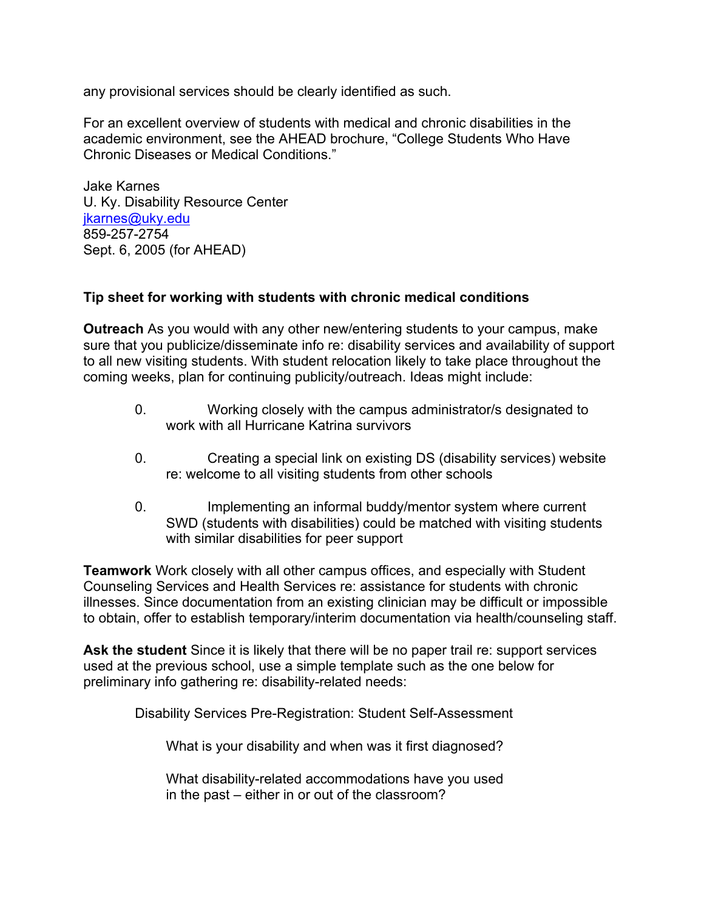any provisional services should be clearly identified as such.

For an excellent overview of students with medical and chronic disabilities in the academic environment, see the AHEAD brochure, “College Students Who Have Chronic Diseases or Medical Conditions.”

Jake Karnes
U. Ky. Disability Resource Center
jkarnes@uky.edu
859-257-2754
Sept. 6, 2005 (for AHEAD)

**Tip sheet for working with students with chronic medical conditions**

**Outreach** As you would with any other new/entering students to your campus, make sure that you publicize/disseminate info re: disability services and availability of support to all new visiting students. With student relocation likely to take place throughout the coming weeks, plan for continuing publicity/outreach. Ideas might include:

0. Working closely with the campus administrator/s designated to work with all Hurricane Katrina survivors

0. Creating a special link on existing DS (disability services) website re: welcome to all visiting students from other schools

0. Implementing an informal buddy/mentor system where current SWD (students with disabilities) could be matched with visiting students with similar disabilities for peer support

**Teamwork** Work closely with all other campus offices, and especially with Student Counseling Services and Health Services re: assistance for students with chronic illnesses. Since documentation from an existing clinician may be difficult or impossible to obtain, offer to establish temporary/interim documentation via health/counseling staff.

**Ask the student** Since it is likely that there will be no paper trail re: support services used at the previous school, use a simple template such as the one below for preliminary info gathering re: disability-related needs:

Disability Services Pre-Registration: Student Self-Assessment

What is your disability and when was it first diagnosed?

What disability-related accommodations have you used in the past – either in or out of the classroom?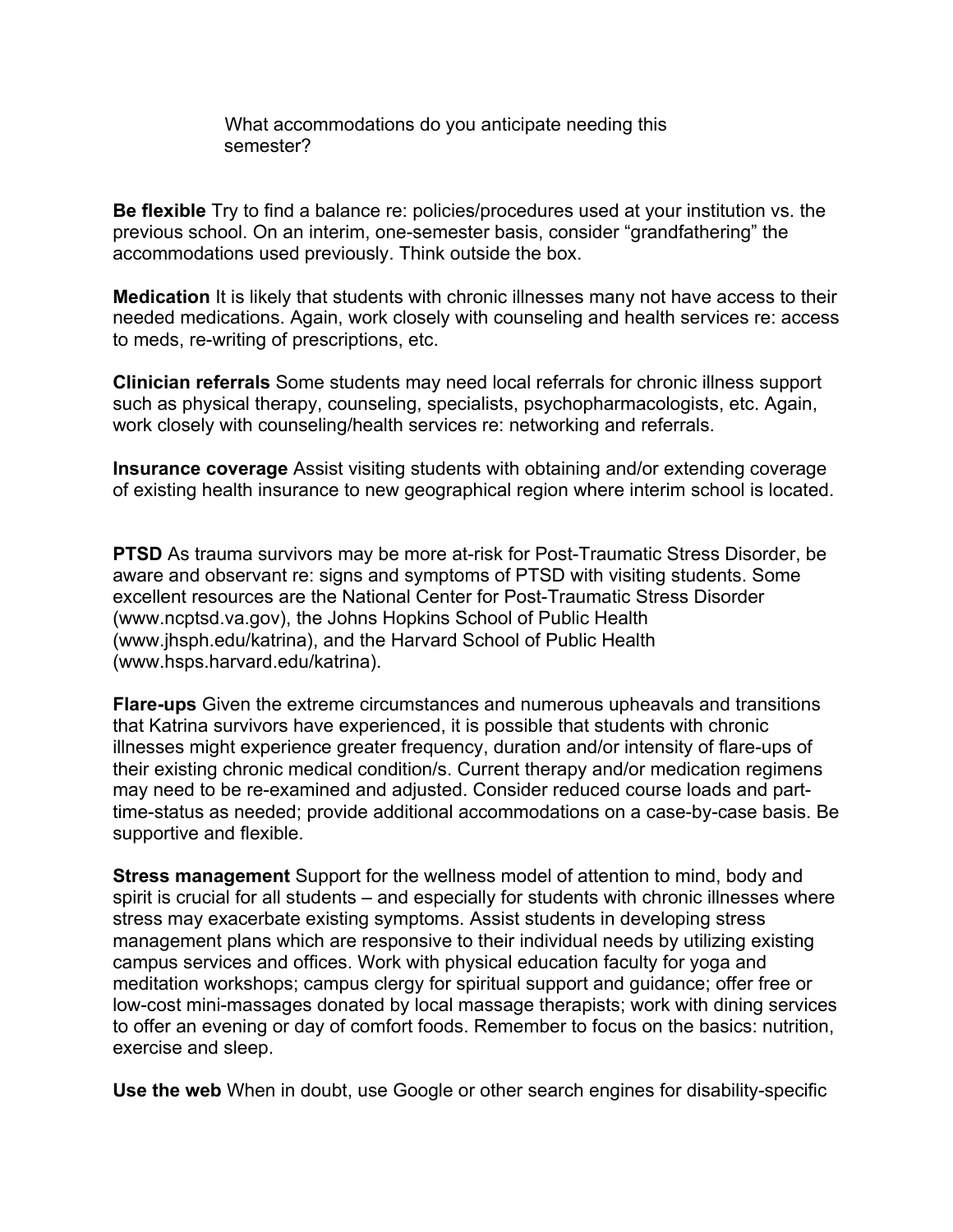What accommodations do you anticipate needing this semester?

**Be flexible** Try to find a balance re: policies/procedures used at your institution vs. the previous school. On an interim, one-semester basis, consider “grandfathering” the accommodations used previously. Think outside the box.

**Medication** It is likely that students with chronic illnesses many not have access to their needed medications. Again, work closely with counseling and health services re: access to meds, re-writing of prescriptions, etc.

**Clinician referrals** Some students may need local referrals for chronic illness support such as physical therapy, counseling, specialists, psychopharmacologists, etc. Again, work closely with counseling/health services re: networking and referrals.

**Insurance coverage** Assist visiting students with obtaining and/or extending coverage of existing health insurance to new geographical region where interim school is located.

**PTSD** As trauma survivors may be more at-risk for Post-Traumatic Stress Disorder, be aware and observant re: signs and symptoms of PTSD with visiting students. Some excellent resources are the National Center for Post-Traumatic Stress Disorder (www.ncptsd.va.gov), the Johns Hopkins School of Public Health (www.jhsph.edu/katrina), and the Harvard School of Public Health (www.hsps.harvard.edu/katrina).

**Flare-ups** Given the extreme circumstances and numerous upheavals and transitions that Katrina survivors have experienced, it is possible that students with chronic illnesses might experience greater frequency, duration and/or intensity of flare-ups of their existing chronic medical condition/s. Current therapy and/or medication regimens may need to be re-examined and adjusted. Consider reduced course loads and part-time-status as needed; provide additional accommodations on a case-by-case basis. Be supportive and flexible.

**Stress management** Support for the wellness model of attention to mind, body and spirit is crucial for all students – and especially for students with chronic illnesses where stress may exacerbate existing symptoms. Assist students in developing stress management plans which are responsive to their individual needs by utilizing existing campus services and offices. Work with physical education faculty for yoga and meditation workshops; campus clergy for spiritual support and guidance; offer free or low-cost mini-massages donated by local massage therapists; work with dining services to offer an evening or day of comfort foods. Remember to focus on the basics: nutrition, exercise and sleep.

**Use the web** When in doubt, use Google or other search engines for disability-specific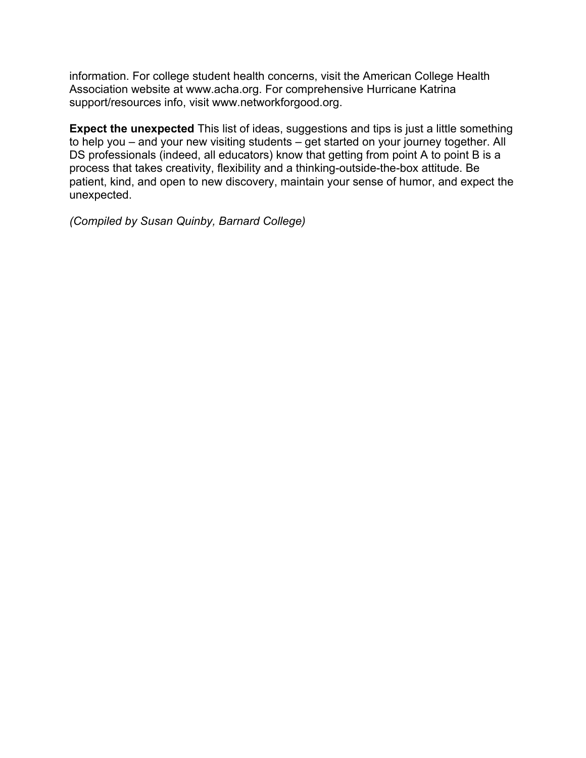information. For college student health concerns, visit the American College Health Association website at www.acha.org. For comprehensive Hurricane Katrina support/resources info, visit www.networkforgood.org.

**Expect the unexpected** This list of ideas, suggestions and tips is just a little something to help you – and your new visiting students – get started on your journey together. All DS professionals (indeed, all educators) know that getting from point A to point B is a process that takes creativity, flexibility and a thinking-outside-the-box attitude. Be patient, kind, and open to new discovery, maintain your sense of humor, and expect the unexpected.

*(Compiled by Susan Quinby, Barnard College)*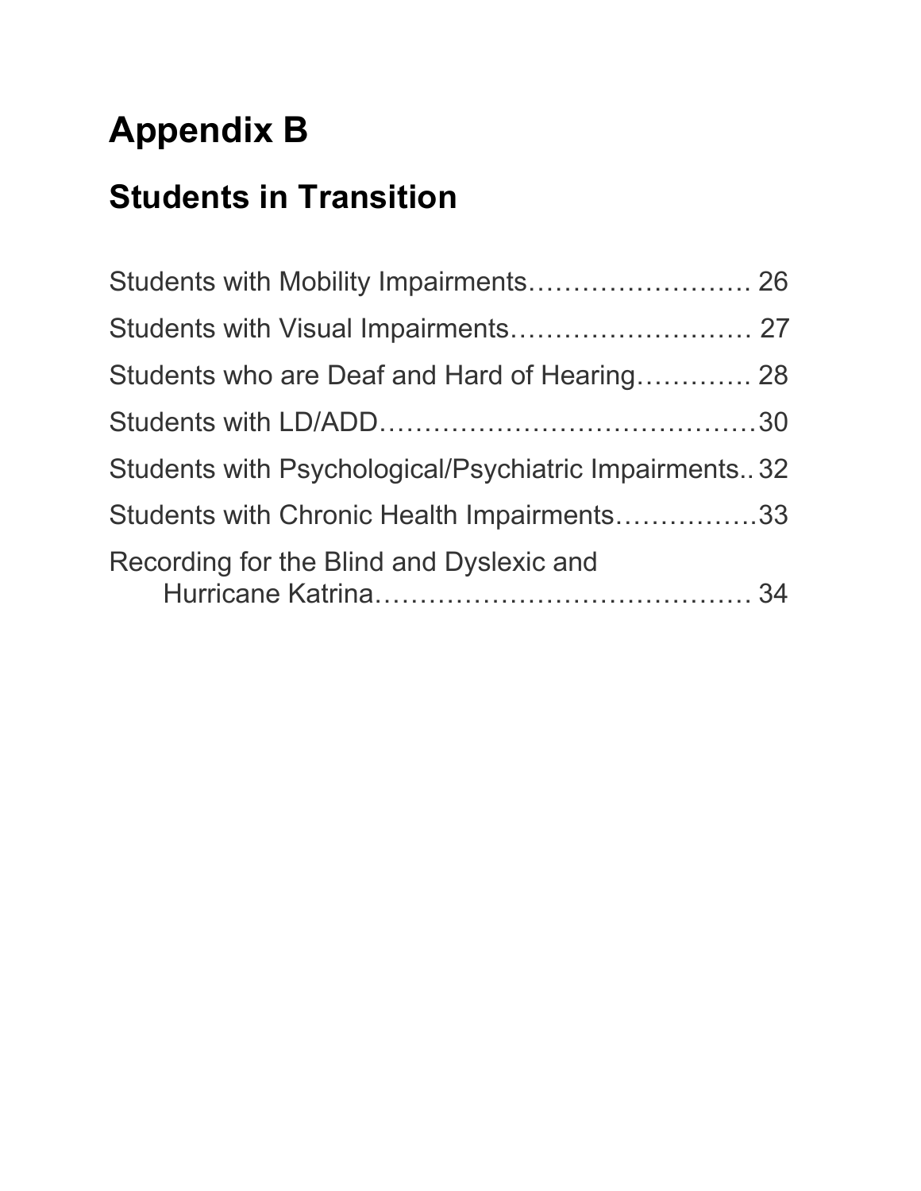# Appendix B

## Students in Transition

Students with Mobility Impairments……………………. 26

Students with Visual Impairments……………………… 27

Students who are Deaf and Hard of Hearing…………. 28

Students with LD/ADD……………………………………30

Students with Psychological/Psychiatric Impairments.. 32

Students with Chronic Health Impairments…………….33

Recording for the Blind and Dyslexic and Hurricane Katrina…………………………………… 34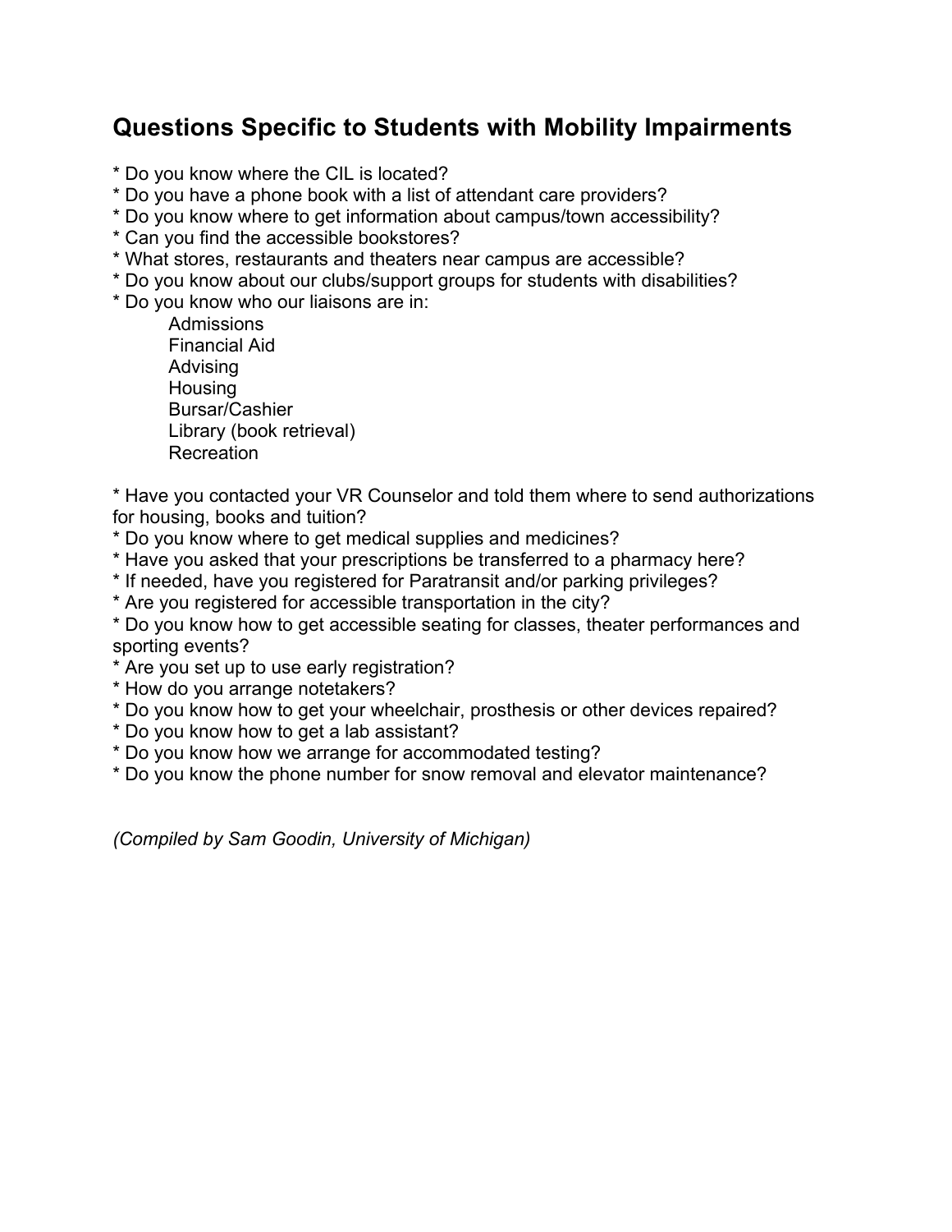## Questions Specific to Students with Mobility Impairments

* Do you know where the CIL is located?
* Do you have a phone book with a list of attendant care providers?
* Do you know where to get information about campus/town accessibility?
* Can you find the accessible bookstores?
* What stores, restaurants and theaters near campus are accessible?
* Do you know about our clubs/support groups for students with disabilities?
* Do you know who our liaisons are in:
    - Admissions
    - Financial Aid
    - Advising
    - Housing
    - Bursar/Cashier
    - Library (book retrieval)
    - Recreation

* Have you contacted your VR Counselor and told them where to send authorizations for housing, books and tuition?
* Do you know where to get medical supplies and medicines?
* Have you asked that your prescriptions be transferred to a pharmacy here?
* If needed, have you registered for Paratransit and/or parking privileges?
* Are you registered for accessible transportation in the city?
* Do you know how to get accessible seating for classes, theater performances and sporting events?
* Are you set up to use early registration?
* How do you arrange notetakers?
* Do you know how to get your wheelchair, prosthesis or other devices repaired?
* Do you know how to get a lab assistant?
* Do you know how we arrange for accommodated testing?
* Do you know the phone number for snow removal and elevator maintenance?

*(Compiled by Sam Goodin, University of Michigan)*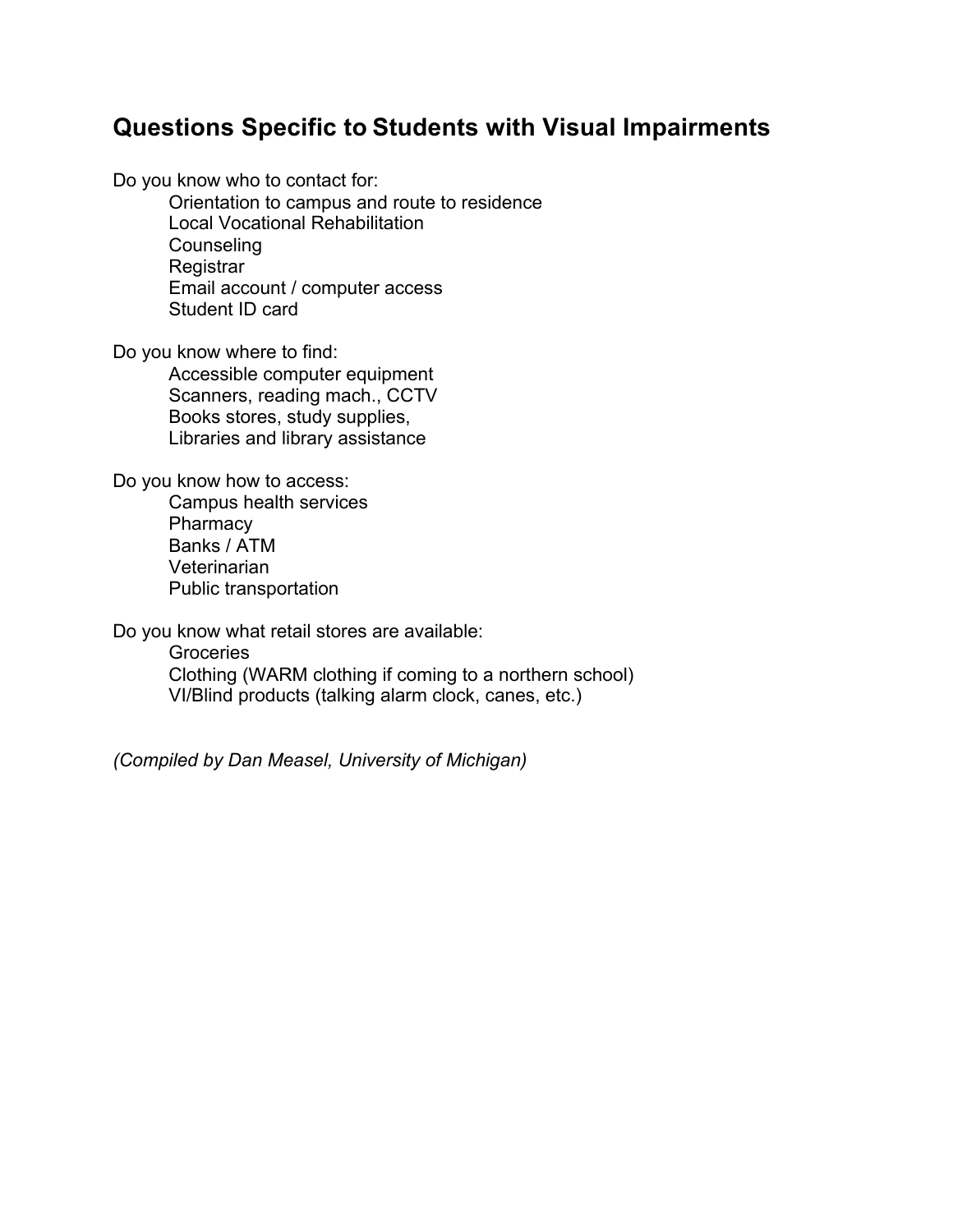## Questions Specific to Students with Visual Impairments

Do you know who to contact for:

- Orientation to campus and route to residence
- Local Vocational Rehabilitation
- Counseling
- Registrar
- Email account / computer access
- Student ID card

Do you know where to find:

- Accessible computer equipment
- Scanners, reading mach., CCTV
- Books stores, study supplies,
- Libraries and library assistance

Do you know how to access:

- Campus health services
- Pharmacy
- Banks / ATM
- Veterinarian
- Public transportation

Do you know what retail stores are available:

- Groceries
- Clothing (WARM clothing if coming to a northern school)
- VI/Blind products (talking alarm clock, canes, etc.)

*(Compiled by Dan Measel, University of Michigan)*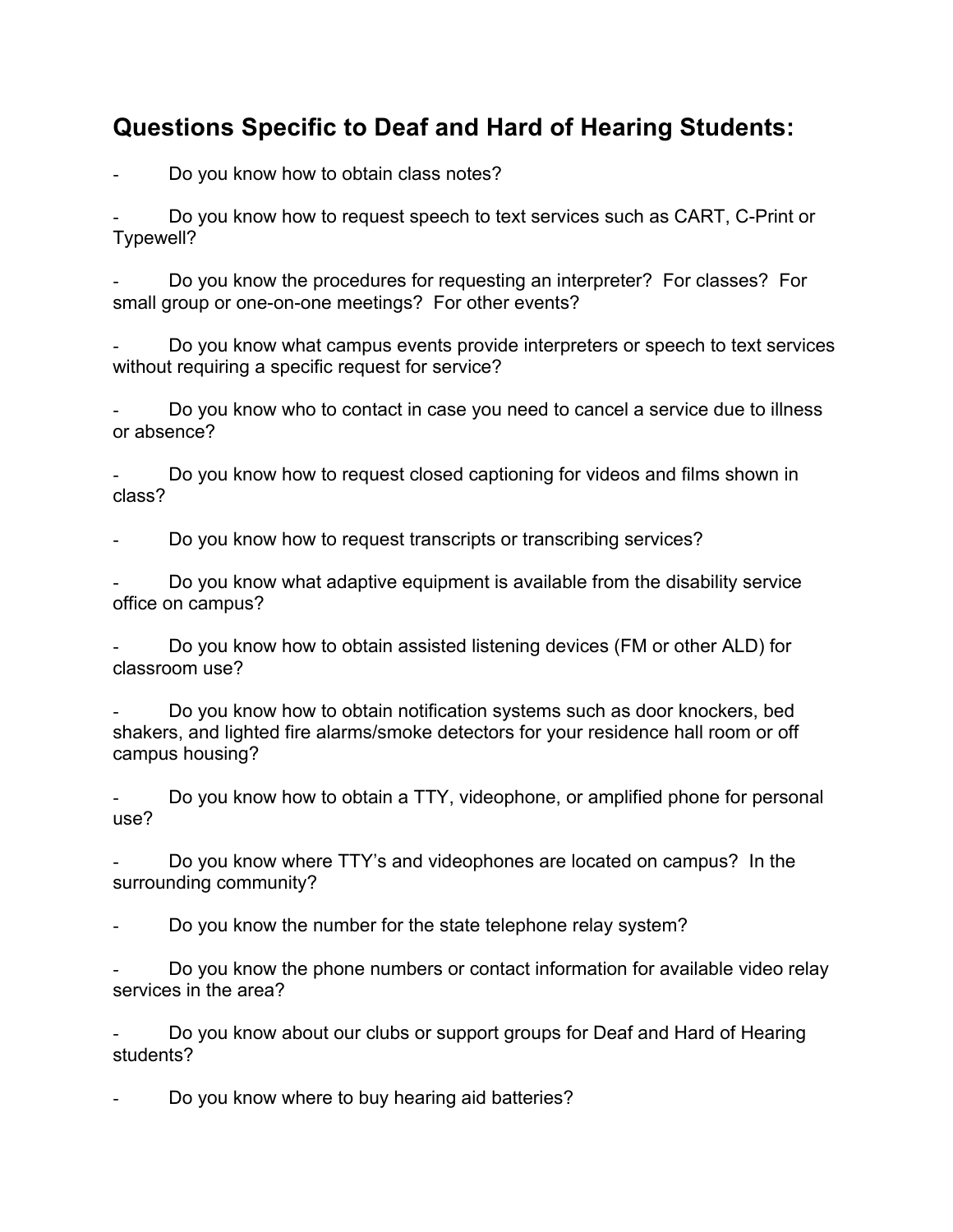## Questions Specific to Deaf and Hard of Hearing Students:

- Do you know how to obtain class notes?
- Do you know how to request speech to text services such as CART, C-Print or Typewell?
- Do you know the procedures for requesting an interpreter? For classes? For small group or one-on-one meetings? For other events?
- Do you know what campus events provide interpreters or speech to text services without requiring a specific request for service?
- Do you know who to contact in case you need to cancel a service due to illness or absence?
- Do you know how to request closed captioning for videos and films shown in class?
- Do you know how to request transcripts or transcribing services?
- Do you know what adaptive equipment is available from the disability service office on campus?
- Do you know how to obtain assisted listening devices (FM or other ALD) for classroom use?
- Do you know how to obtain notification systems such as door knockers, bed shakers, and lighted fire alarms/smoke detectors for your residence hall room or off campus housing?
- Do you know how to obtain a TTY, videophone, or amplified phone for personal use?
- Do you know where TTY's and videophones are located on campus? In the surrounding community?
- Do you know the number for the state telephone relay system?
- Do you know the phone numbers or contact information for available video relay services in the area?
- Do you know about our clubs or support groups for Deaf and Hard of Hearing students?
- Do you know where to buy hearing aid batteries?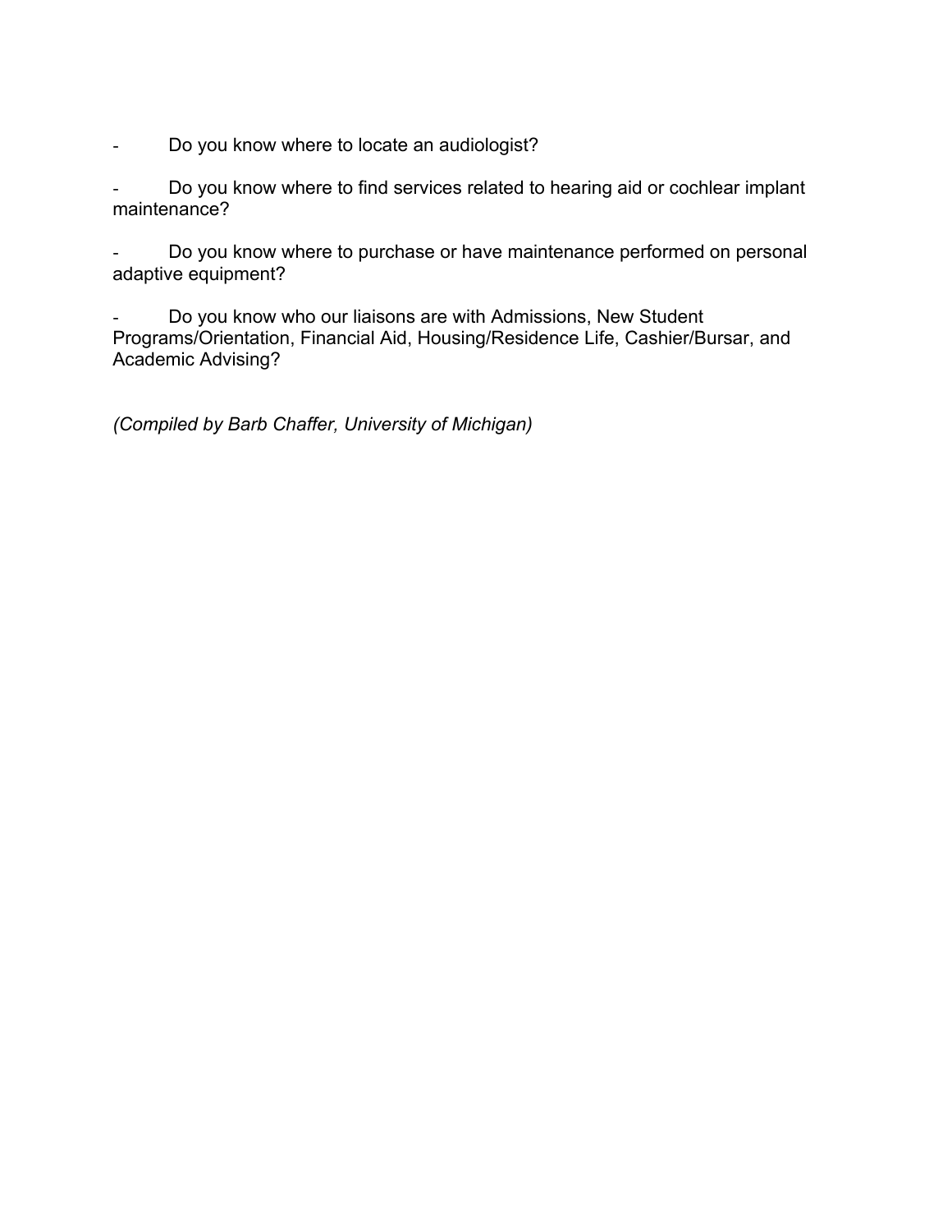- Do you know where to locate an audiologist?

- Do you know where to find services related to hearing aid or cochlear implant maintenance?

- Do you know where to purchase or have maintenance performed on personal adaptive equipment?

- Do you know who our liaisons are with Admissions, New Student Programs/Orientation, Financial Aid, Housing/Residence Life, Cashier/Bursar, and Academic Advising?

*(Compiled by Barb Chaffer, University of Michigan)*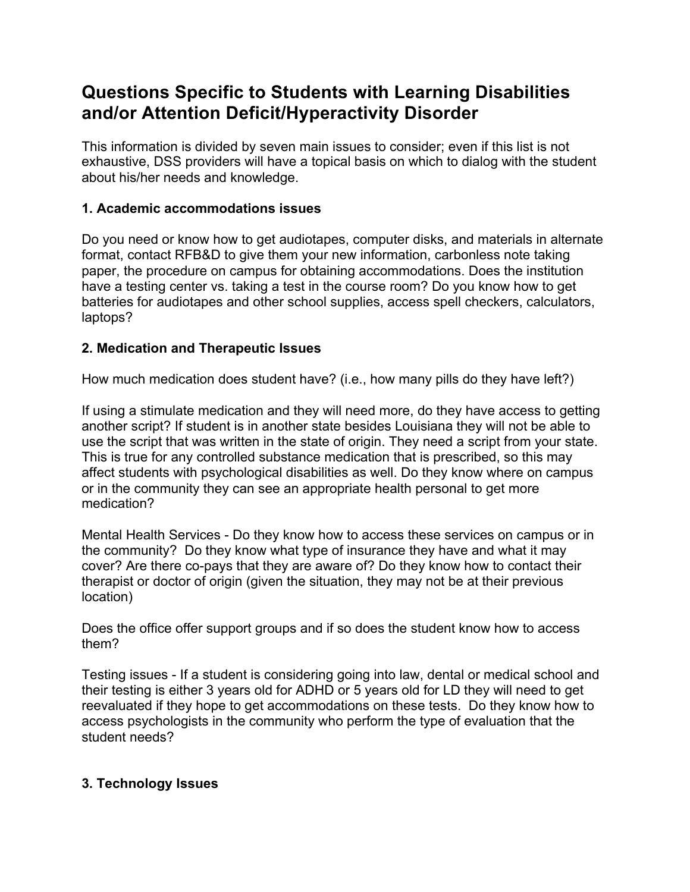# Questions Specific to Students with Learning Disabilities and/or Attention Deficit/Hyperactivity Disorder

This information is divided by seven main issues to consider; even if this list is not exhaustive, DSS providers will have a topical basis on which to dialog with the student about his/her needs and knowledge.

### 1. Academic accommodations issues

Do you need or know how to get audiotapes, computer disks, and materials in alternate format, contact RFB&D to give them your new information, carbonless note taking paper, the procedure on campus for obtaining accommodations. Does the institution have a testing center vs. taking a test in the course room? Do you know how to get batteries for audiotapes and other school supplies, access spell checkers, calculators, laptops?

### 2. Medication and Therapeutic Issues

How much medication does student have? (i.e., how many pills do they have left?)

If using a stimulate medication and they will need more, do they have access to getting another script? If student is in another state besides Louisiana they will not be able to use the script that was written in the state of origin. They need a script from your state. This is true for any controlled substance medication that is prescribed, so this may affect students with psychological disabilities as well. Do they know where on campus or in the community they can see an appropriate health personal to get more medication?

Mental Health Services - Do they know how to access these services on campus or in the community? Do they know what type of insurance they have and what it may cover? Are there co-pays that they are aware of? Do they know how to contact their therapist or doctor of origin (given the situation, they may not be at their previous location)

Does the office offer support groups and if so does the student know how to access them?

Testing issues - If a student is considering going into law, dental or medical school and their testing is either 3 years old for ADHD or 5 years old for LD they will need to get reevaluated if they hope to get accommodations on these tests. Do they know how to access psychologists in the community who perform the type of evaluation that the student needs?

### 3. Technology Issues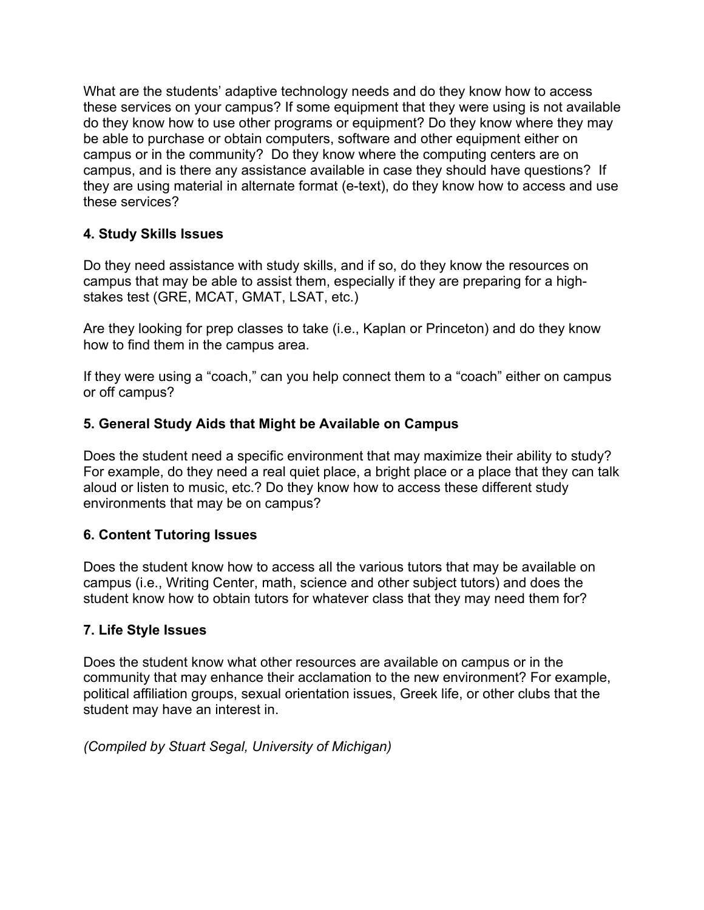What are the students' adaptive technology needs and do they know how to access these services on your campus? If some equipment that they were using is not available do they know how to use other programs or equipment? Do they know where they may be able to purchase or obtain computers, software and other equipment either on campus or in the community? Do they know where the computing centers are on campus, and is there any assistance available in case they should have questions? If they are using material in alternate format (e-text), do they know how to access and use these services?

**4. Study Skills Issues**

Do they need assistance with study skills, and if so, do they know the resources on campus that may be able to assist them, especially if they are preparing for a high-stakes test (GRE, MCAT, GMAT, LSAT, etc.)

Are they looking for prep classes to take (i.e., Kaplan or Princeton) and do they know how to find them in the campus area.

If they were using a "coach," can you help connect them to a "coach" either on campus or off campus?

**5. General Study Aids that Might be Available on Campus**

Does the student need a specific environment that may maximize their ability to study? For example, do they need a real quiet place, a bright place or a place that they can talk aloud or listen to music, etc.? Do they know how to access these different study environments that may be on campus?

**6. Content Tutoring Issues**

Does the student know how to access all the various tutors that may be available on campus (i.e., Writing Center, math, science and other subject tutors) and does the student know how to obtain tutors for whatever class that they may need them for?

**7. Life Style Issues**

Does the student know what other resources are available on campus or in the community that may enhance their acclamation to the new environment? For example, political affiliation groups, sexual orientation issues, Greek life, or other clubs that the student may have an interest in.

*(Compiled by Stuart Segal, University of Michigan)*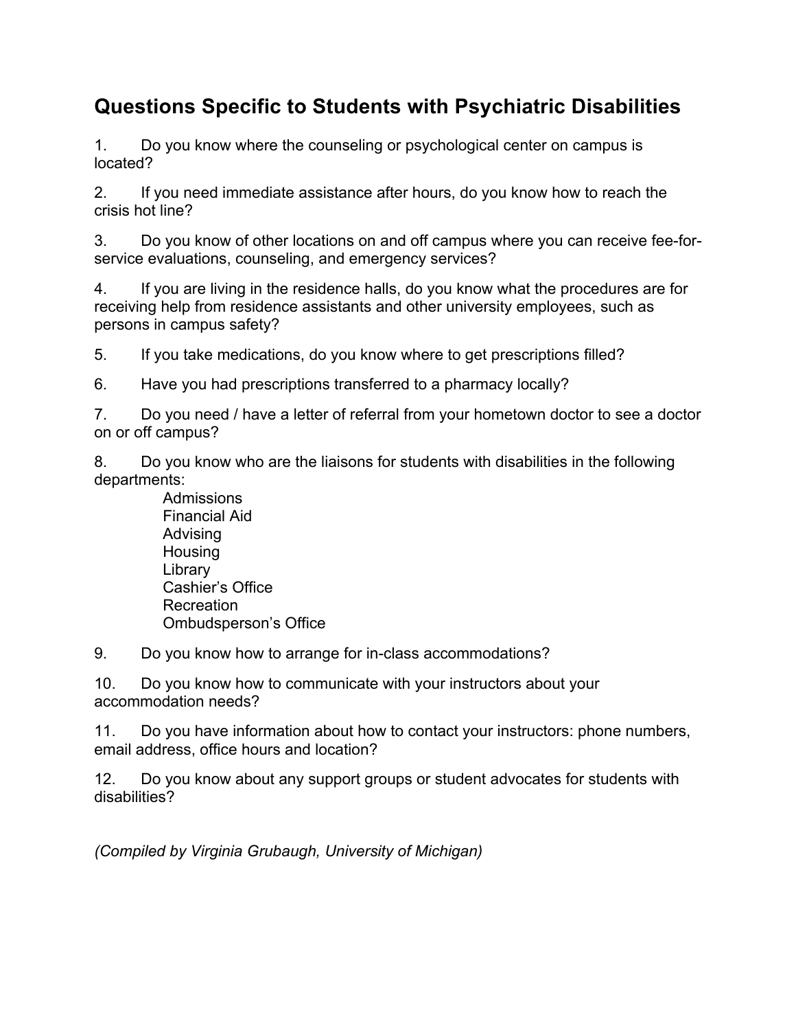## Questions Specific to Students with Psychiatric Disabilities

1. Do you know where the counseling or psychological center on campus is located?

2. If you need immediate assistance after hours, do you know how to reach the crisis hot line?

3. Do you know of other locations on and off campus where you can receive fee-for-service evaluations, counseling, and emergency services?

4. If you are living in the residence halls, do you know what the procedures are for receiving help from residence assistants and other university employees, such as persons in campus safety?

5. If you take medications, do you know where to get prescriptions filled?

6. Have you had prescriptions transferred to a pharmacy locally?

7. Do you need / have a letter of referral from your hometown doctor to see a doctor on or off campus?

8. Do you know who are the liaisons for students with disabilities in the following departments:
   - Admissions
   - Financial Aid
   - Advising
   - Housing
   - Library
   - Cashier's Office
   - Recreation
   - Ombudsperson's Office

9. Do you know how to arrange for in-class accommodations?

10. Do you know how to communicate with your instructors about your accommodation needs?

11. Do you have information about how to contact your instructors: phone numbers, email address, office hours and location?

12. Do you know about any support groups or student advocates for students with disabilities?

*(Compiled by Virginia Grubaugh, University of Michigan)*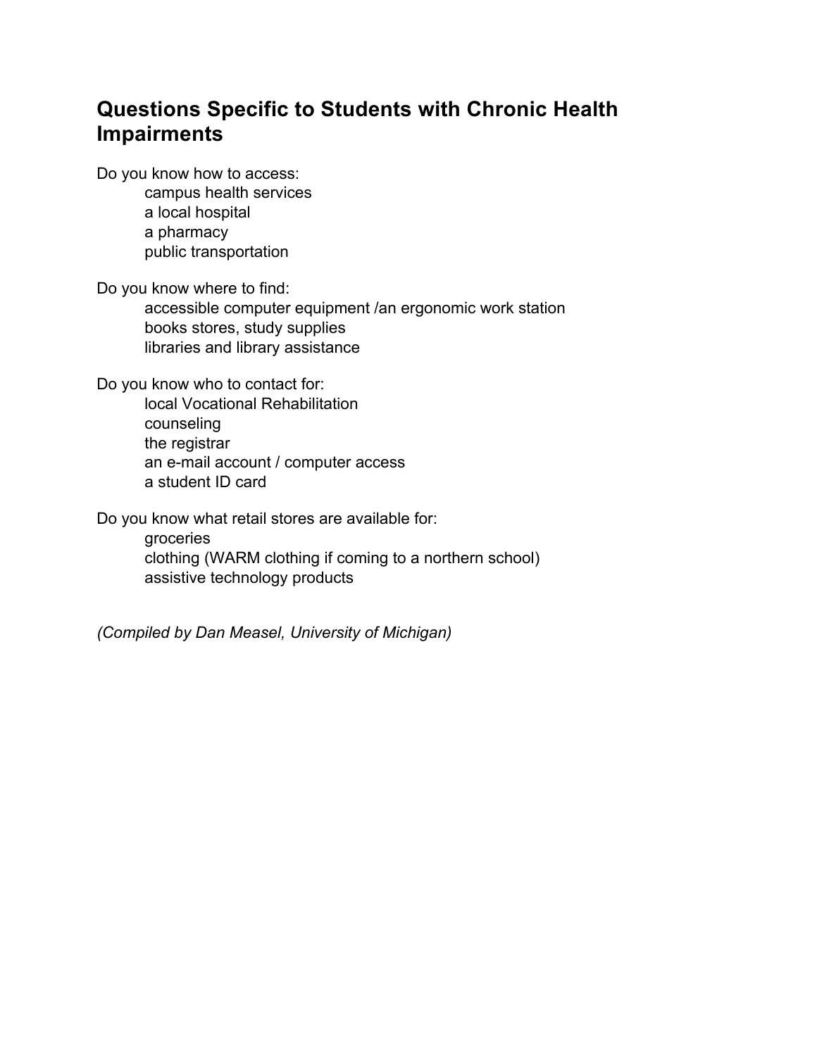## Questions Specific to Students with Chronic Health Impairments

Do you know how to access:

- campus health services
- a local hospital
- a pharmacy
- public transportation

Do you know where to find:

- accessible computer equipment /an ergonomic work station
- books stores, study supplies
- libraries and library assistance

Do you know who to contact for:

- local Vocational Rehabilitation
- counseling
- the registrar
- an e-mail account / computer access
- a student ID card

Do you know what retail stores are available for:

- groceries
- clothing (WARM clothing if coming to a northern school)
- assistive technology products

*(Compiled by Dan Measel, University of Michigan)*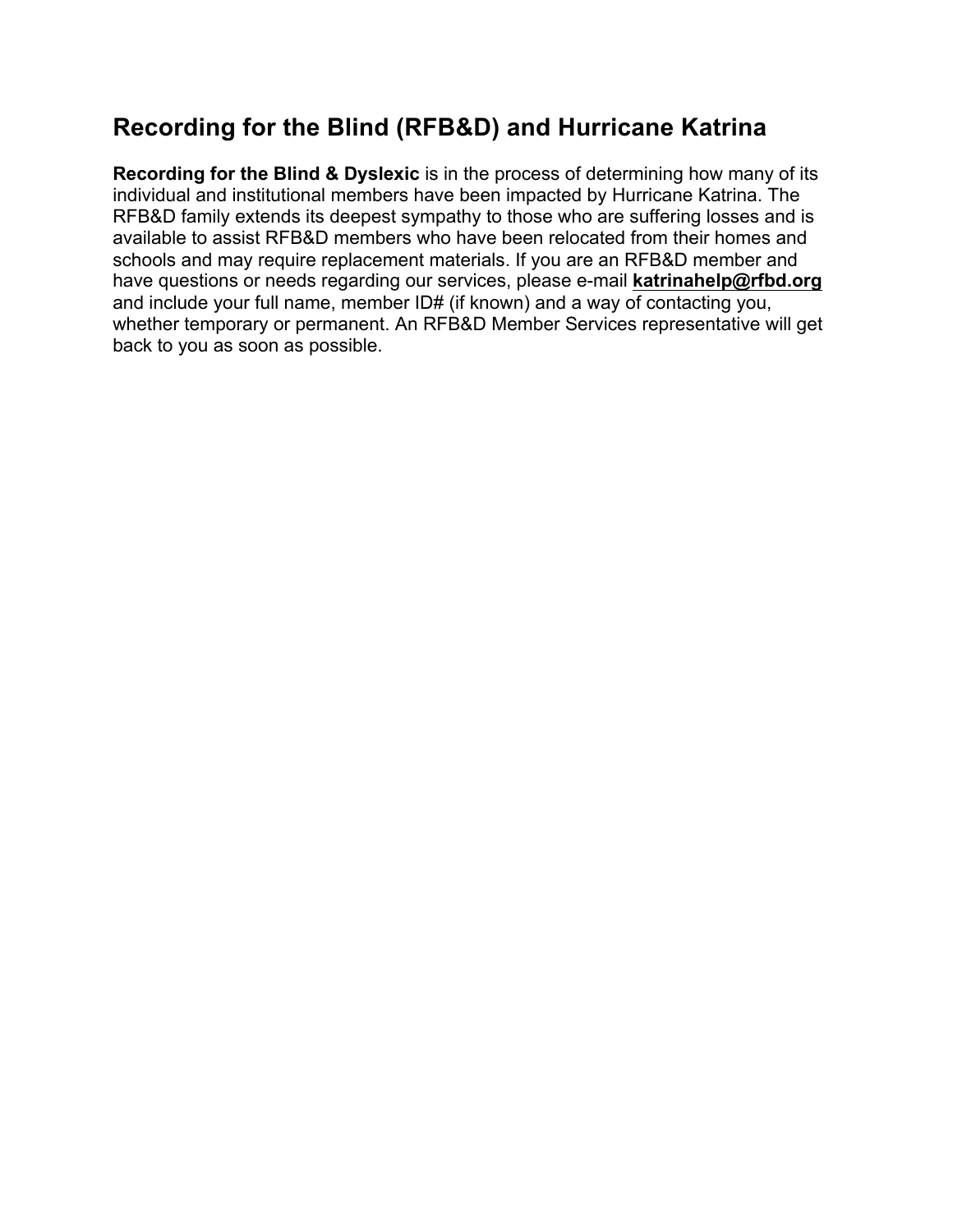## Recording for the Blind (RFB&D) and Hurricane Katrina

**Recording for the Blind & Dyslexic** is in the process of determining how many of its individual and institutional members have been impacted by Hurricane Katrina. The RFB&D family extends its deepest sympathy to those who are suffering losses and is available to assist RFB&D members who have been relocated from their homes and schools and may require replacement materials. If you are an RFB&D member and have questions or needs regarding our services, please e-mail **katrinahelp@rfbd.org** and include your full name, member ID# (if known) and a way of contacting you, whether temporary or permanent. An RFB&D Member Services representative will get back to you as soon as possible.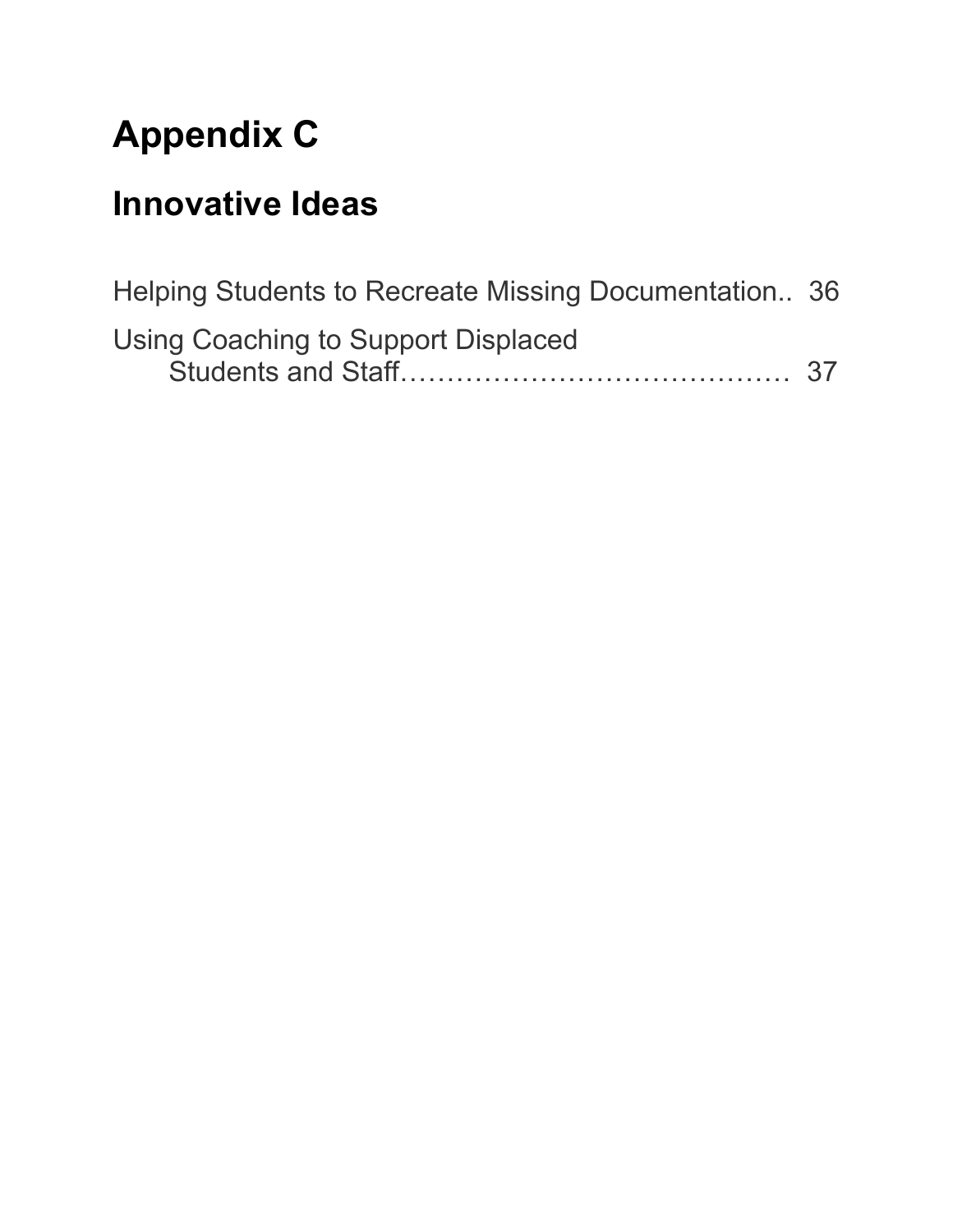# Appendix C

## Innovative Ideas

Helping Students to Recreate Missing Documentation.. 36

Using Coaching to Support Displaced Students and Staff…………………………………… 37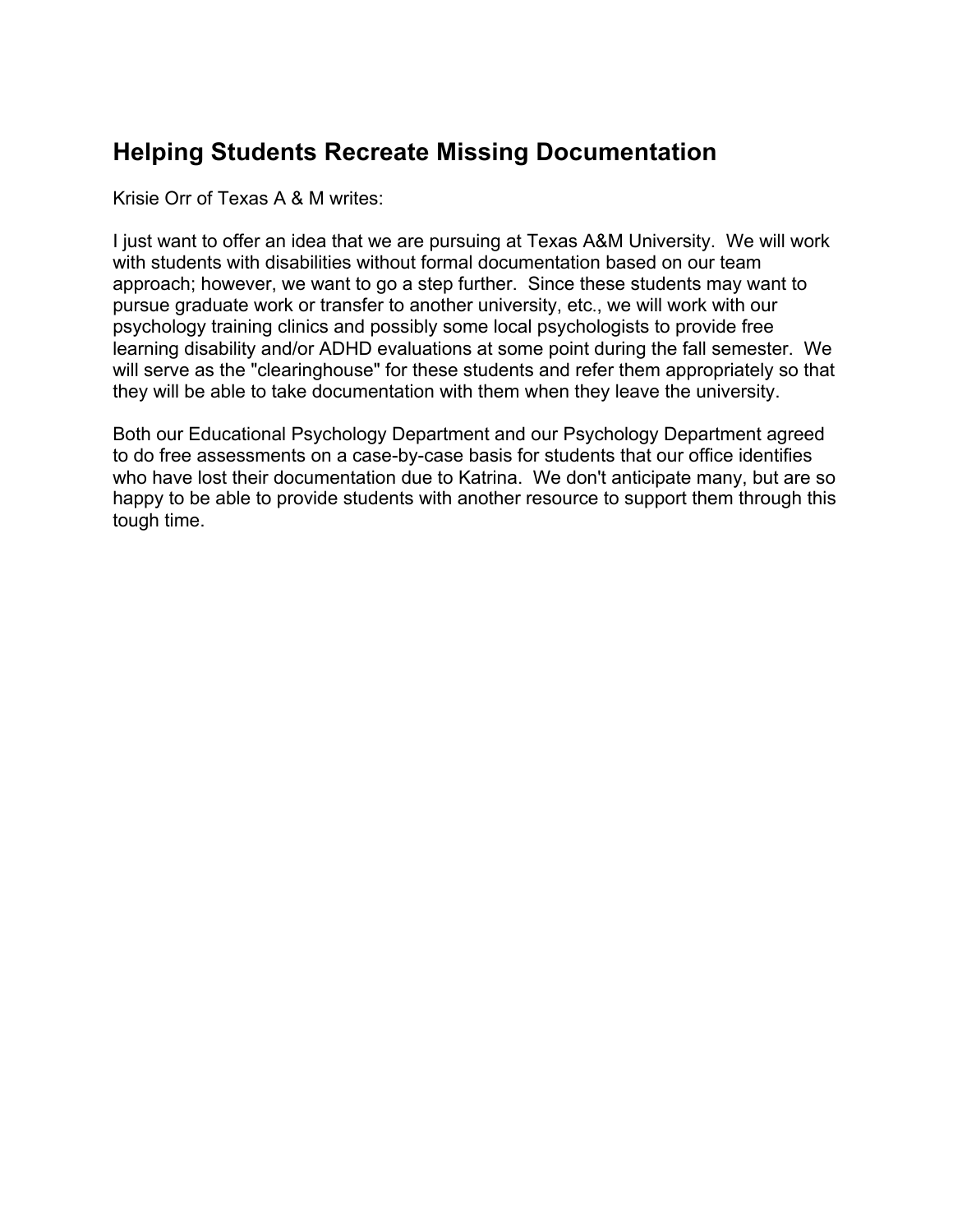## Helping Students Recreate Missing Documentation

Krisie Orr of Texas A & M writes:

I just want to offer an idea that we are pursuing at Texas A&M University. We will work with students with disabilities without formal documentation based on our team approach; however, we want to go a step further. Since these students may want to pursue graduate work or transfer to another university, etc., we will work with our psychology training clinics and possibly some local psychologists to provide free learning disability and/or ADHD evaluations at some point during the fall semester. We will serve as the "clearinghouse" for these students and refer them appropriately so that they will be able to take documentation with them when they leave the university.

Both our Educational Psychology Department and our Psychology Department agreed to do free assessments on a case-by-case basis for students that our office identifies who have lost their documentation due to Katrina. We don't anticipate many, but are so happy to be able to provide students with another resource to support them through this tough time.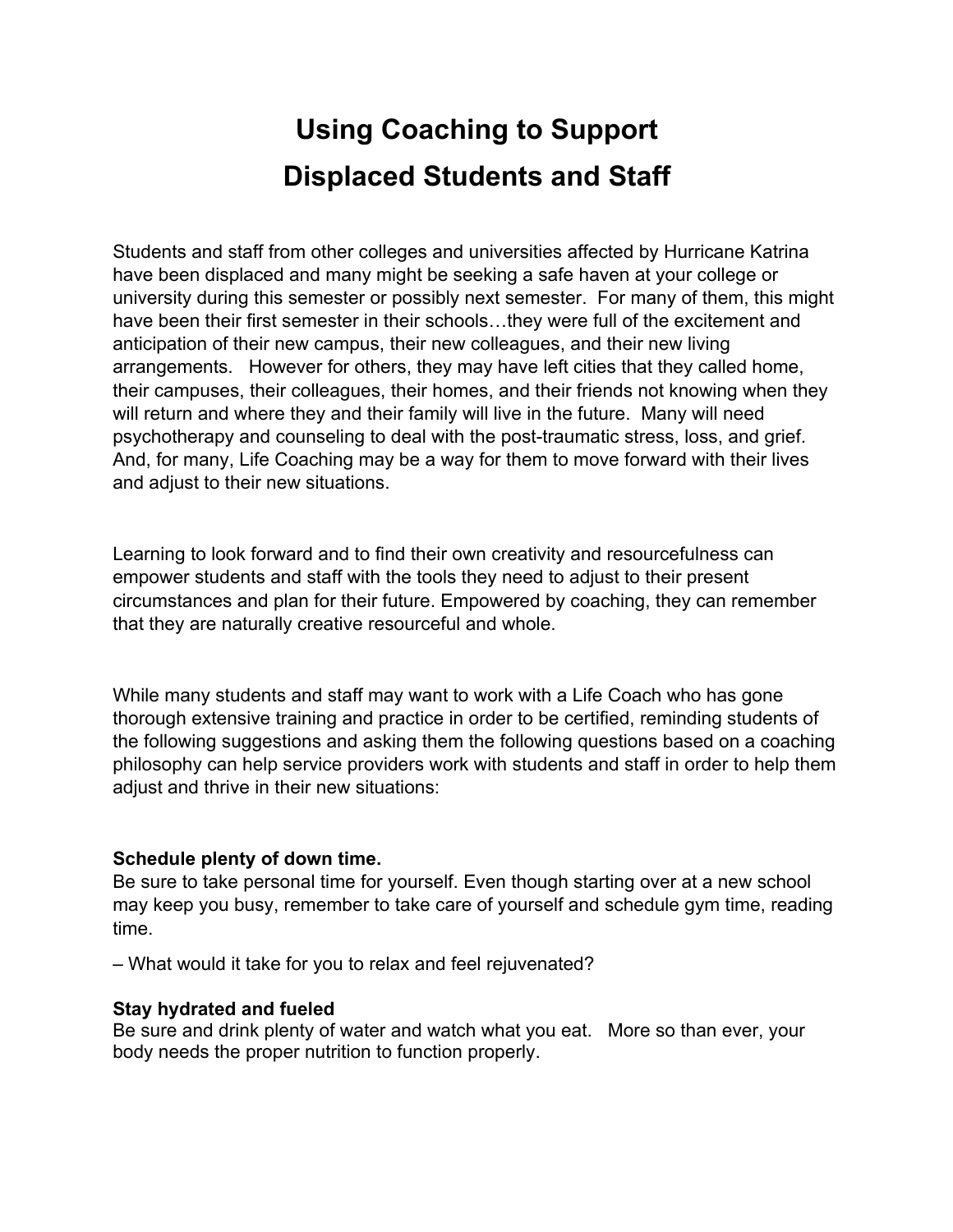# Using Coaching to Support Displaced Students and Staff

Students and staff from other colleges and universities affected by Hurricane Katrina have been displaced and many might be seeking a safe haven at your college or university during this semester or possibly next semester. For many of them, this might have been their first semester in their schools…they were full of the excitement and anticipation of their new campus, their new colleagues, and their new living arrangements. However for others, they may have left cities that they called home, their campuses, their colleagues, their homes, and their friends not knowing when they will return and where they and their family will live in the future. Many will need psychotherapy and counseling to deal with the post-traumatic stress, loss, and grief. And, for many, Life Coaching may be a way for them to move forward with their lives and adjust to their new situations.

Learning to look forward and to find their own creativity and resourcefulness can empower students and staff with the tools they need to adjust to their present circumstances and plan for their future. Empowered by coaching, they can remember that they are naturally creative resourceful and whole.

While many students and staff may want to work with a Life Coach who has gone thorough extensive training and practice in order to be certified, reminding students of the following suggestions and asking them the following questions based on a coaching philosophy can help service providers work with students and staff in order to help them adjust and thrive in their new situations:

**Schedule plenty of down time.**
Be sure to take personal time for yourself. Even though starting over at a new school may keep you busy, remember to take care of yourself and schedule gym time, reading time.

– What would it take for you to relax and feel rejuvenated?

**Stay hydrated and fueled**
Be sure and drink plenty of water and watch what you eat. More so than ever, your body needs the proper nutrition to function properly.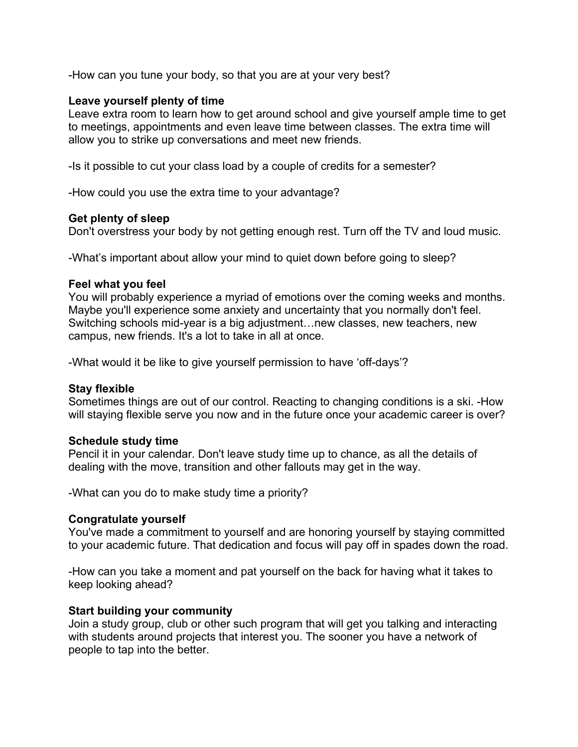-How can you tune your body, so that you are at your very best?

**Leave yourself plenty of time**
Leave extra room to learn how to get around school and give yourself ample time to get to meetings, appointments and even leave time between classes. The extra time will allow you to strike up conversations and meet new friends.

-Is it possible to cut your class load by a couple of credits for a semester?

-How could you use the extra time to your advantage?

**Get plenty of sleep**
Don't overstress your body by not getting enough rest. Turn off the TV and loud music.

-What's important about allow your mind to quiet down before going to sleep?

**Feel what you feel**
You will probably experience a myriad of emotions over the coming weeks and months. Maybe you'll experience some anxiety and uncertainty that you normally don't feel. Switching schools mid-year is a big adjustment…new classes, new teachers, new campus, new friends. It's a lot to take in all at once.

-What would it be like to give yourself permission to have 'off-days'?

**Stay flexible**
Sometimes things are out of our control. Reacting to changing conditions is a ski. -How will staying flexible serve you now and in the future once your academic career is over?

**Schedule study time**
Pencil it in your calendar. Don't leave study time up to chance, as all the details of dealing with the move, transition and other fallouts may get in the way.

-What can you do to make study time a priority?

**Congratulate yourself**
You've made a commitment to yourself and are honoring yourself by staying committed to your academic future. That dedication and focus will pay off in spades down the road.

-How can you take a moment and pat yourself on the back for having what it takes to keep looking ahead?

**Start building your community**
Join a study group, club or other such program that will get you talking and interacting with students around projects that interest you. The sooner you have a network of people to tap into the better.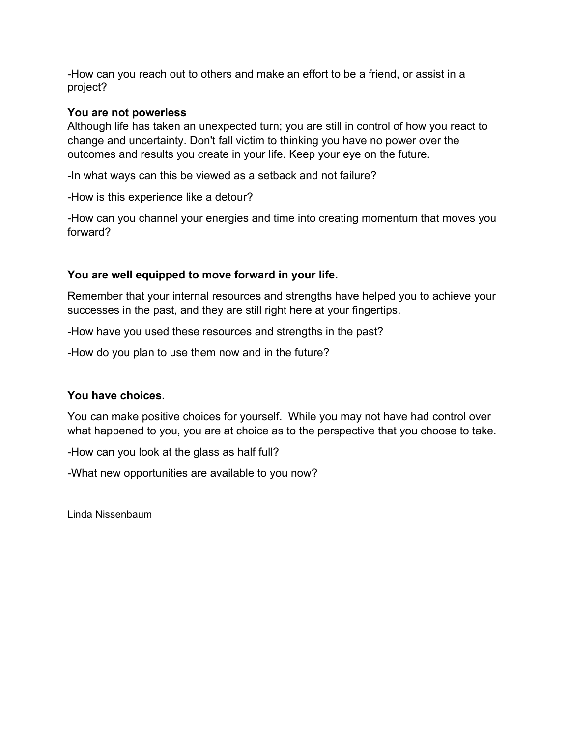-How can you reach out to others and make an effort to be a friend, or assist in a project?

**You are not powerless**

Although life has taken an unexpected turn; you are still in control of how you react to change and uncertainty. Don't fall victim to thinking you have no power over the outcomes and results you create in your life. Keep your eye on the future.

-In what ways can this be viewed as a setback and not failure?

-How is this experience like a detour?

-How can you channel your energies and time into creating momentum that moves you forward?

**You are well equipped to move forward in your life.**

Remember that your internal resources and strengths have helped you to achieve your successes in the past, and they are still right here at your fingertips.

-How have you used these resources and strengths in the past?

-How do you plan to use them now and in the future?

**You have choices.**

You can make positive choices for yourself. While you may not have had control over what happened to you, you are at choice as to the perspective that you choose to take.

-How can you look at the glass as half full?

-What new opportunities are available to you now?

Linda Nissenbaum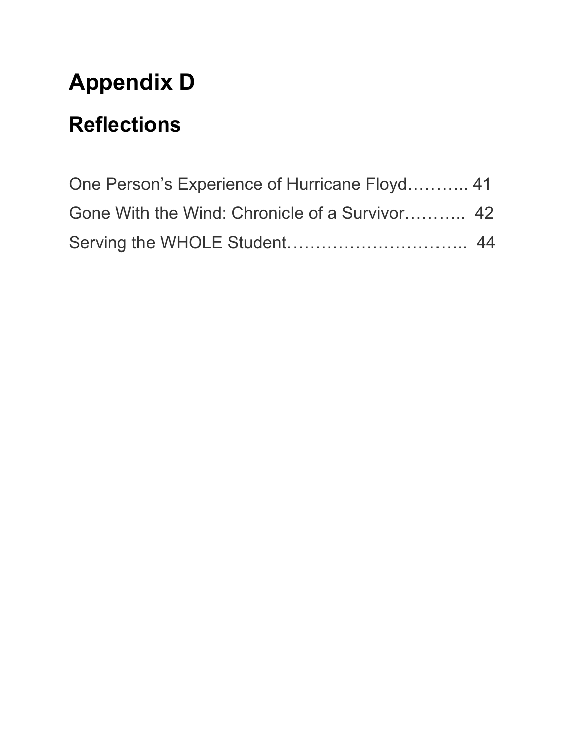# Appendix D

## Reflections

One Person's Experience of Hurricane Floyd……….. 41

Gone With the Wind: Chronicle of a Survivor……….. 42

Serving the WHOLE Student………………………….. 44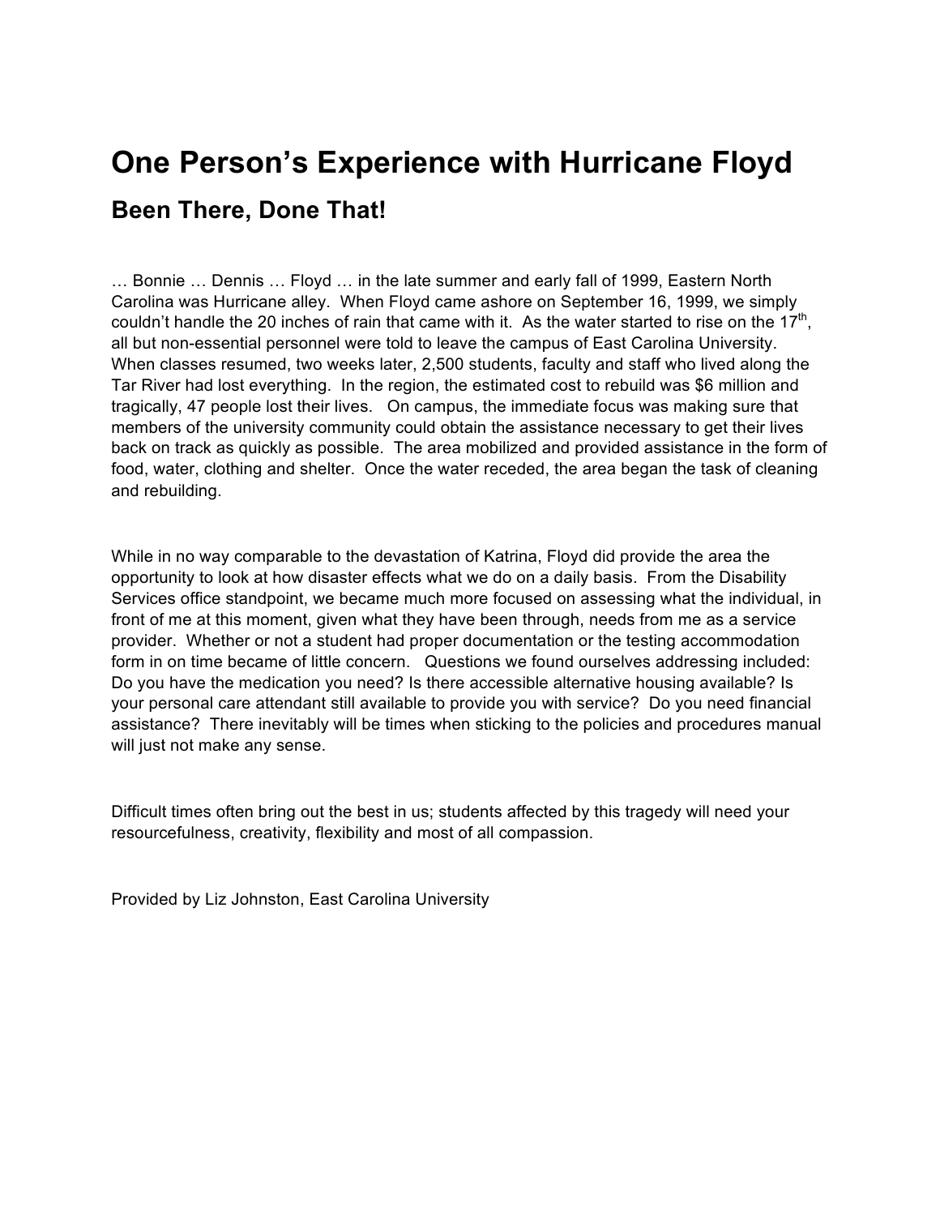# One Person's Experience with Hurricane Floyd

## Been There, Done That!

… Bonnie … Dennis … Floyd … in the late summer and early fall of 1999, Eastern North Carolina was Hurricane alley. When Floyd came ashore on September 16, 1999, we simply couldn't handle the 20 inches of rain that came with it. As the water started to rise on the 17th, all but non-essential personnel were told to leave the campus of East Carolina University. When classes resumed, two weeks later, 2,500 students, faculty and staff who lived along the Tar River had lost everything. In the region, the estimated cost to rebuild was $6 million and tragically, 47 people lost their lives. On campus, the immediate focus was making sure that members of the university community could obtain the assistance necessary to get their lives back on track as quickly as possible. The area mobilized and provided assistance in the form of food, water, clothing and shelter. Once the water receded, the area began the task of cleaning and rebuilding.

While in no way comparable to the devastation of Katrina, Floyd did provide the area the opportunity to look at how disaster effects what we do on a daily basis. From the Disability Services office standpoint, we became much more focused on assessing what the individual, in front of me at this moment, given what they have been through, needs from me as a service provider. Whether or not a student had proper documentation or the testing accommodation form in on time became of little concern. Questions we found ourselves addressing included: Do you have the medication you need? Is there accessible alternative housing available? Is your personal care attendant still available to provide you with service? Do you need financial assistance? There inevitably will be times when sticking to the policies and procedures manual will just not make any sense.

Difficult times often bring out the best in us; students affected by this tragedy will need your resourcefulness, creativity, flexibility and most of all compassion.

Provided by Liz Johnston, East Carolina University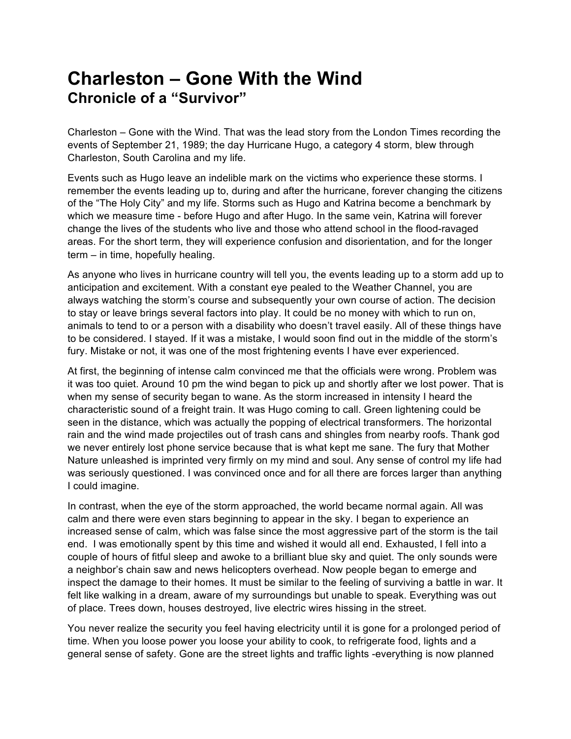# Charleston – Gone With the Wind
## Chronicle of a "Survivor"

Charleston – Gone with the Wind. That was the lead story from the London Times recording the events of September 21, 1989; the day Hurricane Hugo, a category 4 storm, blew through Charleston, South Carolina and my life.

Events such as Hugo leave an indelible mark on the victims who experience these storms. I remember the events leading up to, during and after the hurricane, forever changing the citizens of the "The Holy City" and my life. Storms such as Hugo and Katrina become a benchmark by which we measure time - before Hugo and after Hugo. In the same vein, Katrina will forever change the lives of the students who live and those who attend school in the flood-ravaged areas. For the short term, they will experience confusion and disorientation, and for the longer term – in time, hopefully healing.

As anyone who lives in hurricane country will tell you, the events leading up to a storm add up to anticipation and excitement. With a constant eye pealed to the Weather Channel, you are always watching the storm's course and subsequently your own course of action. The decision to stay or leave brings several factors into play. It could be no money with which to run on, animals to tend to or a person with a disability who doesn't travel easily. All of these things have to be considered. I stayed. If it was a mistake, I would soon find out in the middle of the storm's fury. Mistake or not, it was one of the most frightening events I have ever experienced.

At first, the beginning of intense calm convinced me that the officials were wrong. Problem was it was too quiet. Around 10 pm the wind began to pick up and shortly after we lost power. That is when my sense of security began to wane. As the storm increased in intensity I heard the characteristic sound of a freight train. It was Hugo coming to call. Green lightening could be seen in the distance, which was actually the popping of electrical transformers. The horizontal rain and the wind made projectiles out of trash cans and shingles from nearby roofs. Thank god we never entirely lost phone service because that is what kept me sane. The fury that Mother Nature unleashed is imprinted very firmly on my mind and soul. Any sense of control my life had was seriously questioned. I was convinced once and for all there are forces larger than anything I could imagine.

In contrast, when the eye of the storm approached, the world became normal again. All was calm and there were even stars beginning to appear in the sky. I began to experience an increased sense of calm, which was false since the most aggressive part of the storm is the tail end. I was emotionally spent by this time and wished it would all end. Exhausted, I fell into a couple of hours of fitful sleep and awoke to a brilliant blue sky and quiet. The only sounds were a neighbor's chain saw and news helicopters overhead. Now people began to emerge and inspect the damage to their homes. It must be similar to the feeling of surviving a battle in war. It felt like walking in a dream, aware of my surroundings but unable to speak. Everything was out of place. Trees down, houses destroyed, live electric wires hissing in the street.

You never realize the security you feel having electricity until it is gone for a prolonged period of time. When you loose power you loose your ability to cook, to refrigerate food, lights and a general sense of safety. Gone are the street lights and traffic lights -everything is now planned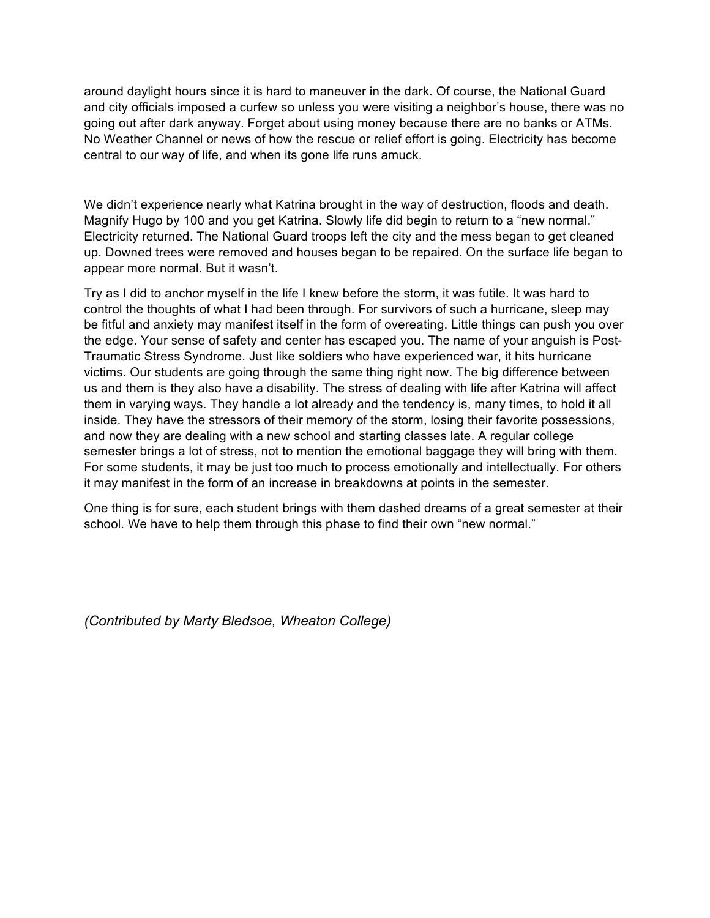around daylight hours since it is hard to maneuver in the dark. Of course, the National Guard and city officials imposed a curfew so unless you were visiting a neighbor's house, there was no going out after dark anyway. Forget about using money because there are no banks or ATMs. No Weather Channel or news of how the rescue or relief effort is going. Electricity has become central to our way of life, and when its gone life runs amuck.

We didn't experience nearly what Katrina brought in the way of destruction, floods and death. Magnify Hugo by 100 and you get Katrina. Slowly life did begin to return to a "new normal." Electricity returned. The National Guard troops left the city and the mess began to get cleaned up. Downed trees were removed and houses began to be repaired. On the surface life began to appear more normal. But it wasn't.

Try as I did to anchor myself in the life I knew before the storm, it was futile. It was hard to control the thoughts of what I had been through. For survivors of such a hurricane, sleep may be fitful and anxiety may manifest itself in the form of overeating. Little things can push you over the edge. Your sense of safety and center has escaped you. The name of your anguish is Post-Traumatic Stress Syndrome. Just like soldiers who have experienced war, it hits hurricane victims. Our students are going through the same thing right now. The big difference between us and them is they also have a disability. The stress of dealing with life after Katrina will affect them in varying ways. They handle a lot already and the tendency is, many times, to hold it all inside. They have the stressors of their memory of the storm, losing their favorite possessions, and now they are dealing with a new school and starting classes late. A regular college semester brings a lot of stress, not to mention the emotional baggage they will bring with them. For some students, it may be just too much to process emotionally and intellectually. For others it may manifest in the form of an increase in breakdowns at points in the semester.

One thing is for sure, each student brings with them dashed dreams of a great semester at their school. We have to help them through this phase to find their own "new normal."

*(Contributed by Marty Bledsoe, Wheaton College)*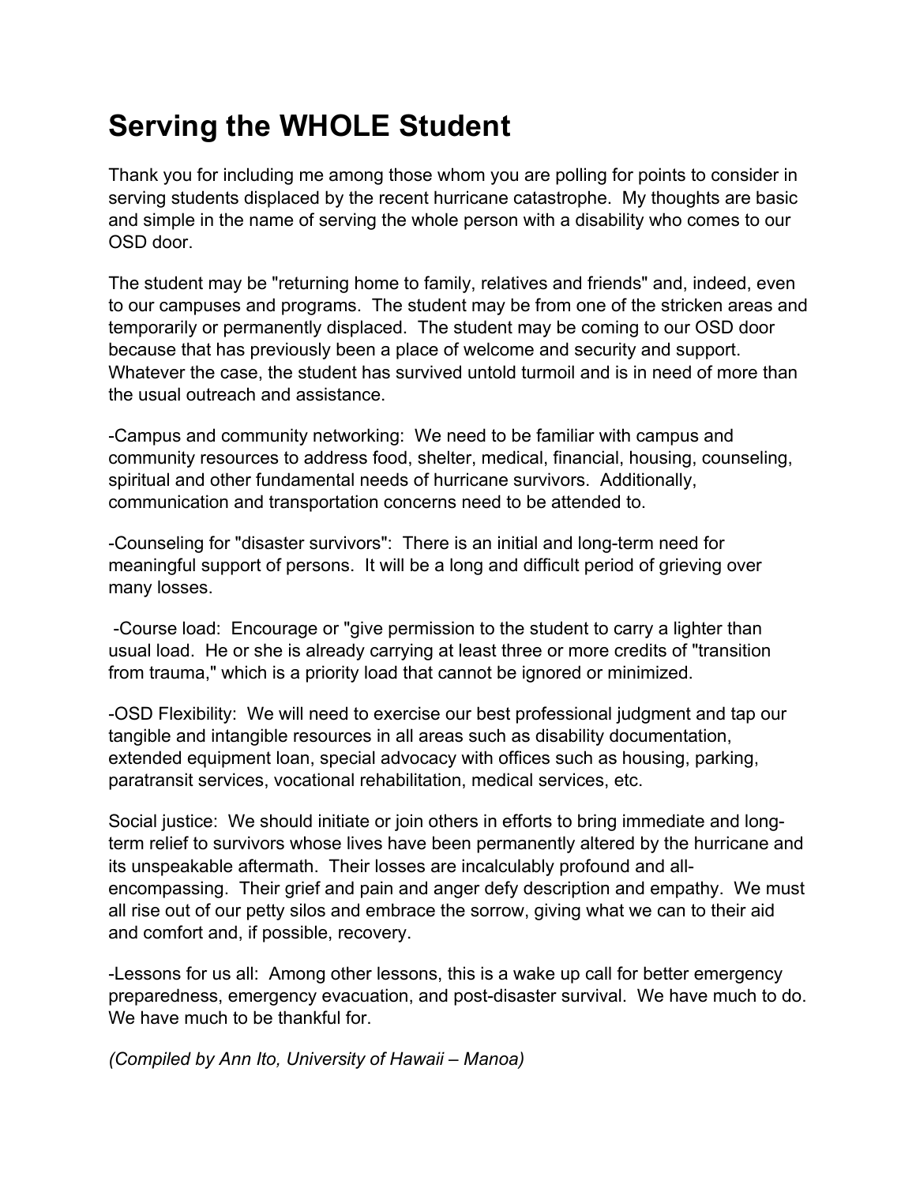# Serving the WHOLE Student

Thank you for including me among those whom you are polling for points to consider in serving students displaced by the recent hurricane catastrophe. My thoughts are basic and simple in the name of serving the whole person with a disability who comes to our OSD door.

The student may be "returning home to family, relatives and friends" and, indeed, even to our campuses and programs. The student may be from one of the stricken areas and temporarily or permanently displaced. The student may be coming to our OSD door because that has previously been a place of welcome and security and support. Whatever the case, the student has survived untold turmoil and is in need of more than the usual outreach and assistance.

-Campus and community networking: We need to be familiar with campus and community resources to address food, shelter, medical, financial, housing, counseling, spiritual and other fundamental needs of hurricane survivors. Additionally, communication and transportation concerns need to be attended to.

-Counseling for "disaster survivors": There is an initial and long-term need for meaningful support of persons. It will be a long and difficult period of grieving over many losses.

-Course load: Encourage or "give permission to the student to carry a lighter than usual load. He or she is already carrying at least three or more credits of "transition from trauma," which is a priority load that cannot be ignored or minimized.

-OSD Flexibility: We will need to exercise our best professional judgment and tap our tangible and intangible resources in all areas such as disability documentation, extended equipment loan, special advocacy with offices such as housing, parking, paratransit services, vocational rehabilitation, medical services, etc.

Social justice: We should initiate or join others in efforts to bring immediate and long-term relief to survivors whose lives have been permanently altered by the hurricane and its unspeakable aftermath. Their losses are incalculably profound and all-encompassing. Their grief and pain and anger defy description and empathy. We must all rise out of our petty silos and embrace the sorrow, giving what we can to their aid and comfort and, if possible, recovery.

-Lessons for us all: Among other lessons, this is a wake up call for better emergency preparedness, emergency evacuation, and post-disaster survival. We have much to do. We have much to be thankful for.

*(Compiled by Ann Ito, University of Hawaii – Manoa)*